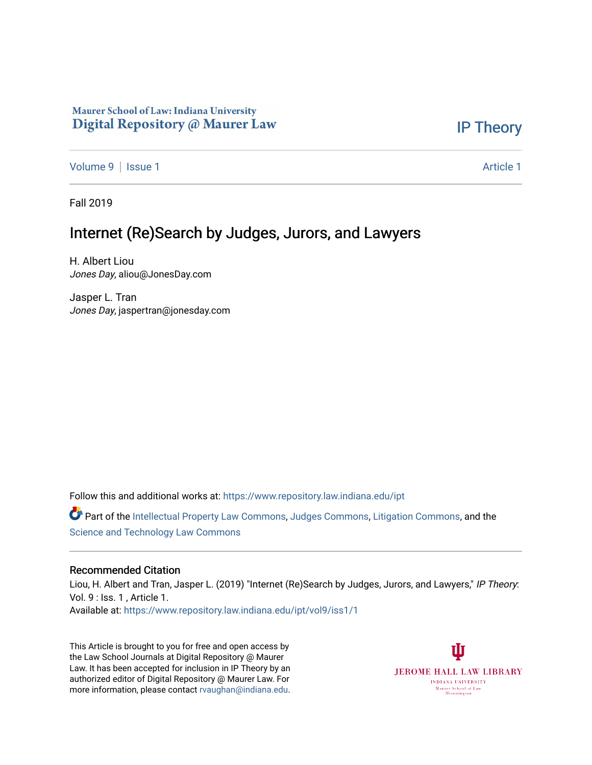Maurer School of Law: Indiana University
Digital Repository @ Maurer Law

IP Theory

Volume 9 | Issue 1 Article 1

Fall 2019

# Internet (Re)Search by Judges, Jurors, and Lawyers

H. Albert Liou
*Jones Day*, aliou@JonesDay.com

Jasper L. Tran
*Jones Day*, jaspertran@jonesday.com

Follow this and additional works at: https://www.repository.law.indiana.edu/ipt

Part of the Intellectual Property Law Commons, Judges Commons, Litigation Commons, and the Science and Technology Law Commons

## Recommended Citation

Liou, H. Albert and Tran, Jasper L. (2019) "Internet (Re)Search by Judges, Jurors, and Lawyers," *IP Theory*: Vol. 9 : Iss. 1 , Article 1.
Available at: https://www.repository.law.indiana.edu/ipt/vol9/iss1/1

This Article is brought to you for free and open access by the Law School Journals at Digital Repository @ Maurer Law. It has been accepted for inclusion in IP Theory by an authorized editor of Digital Repository @ Maurer Law. For more information, please contact rvaughan@indiana.edu.

JEROME HALL LAW LIBRARY
INDIANA UNIVERSITY
Maurer School of Law
Bloomington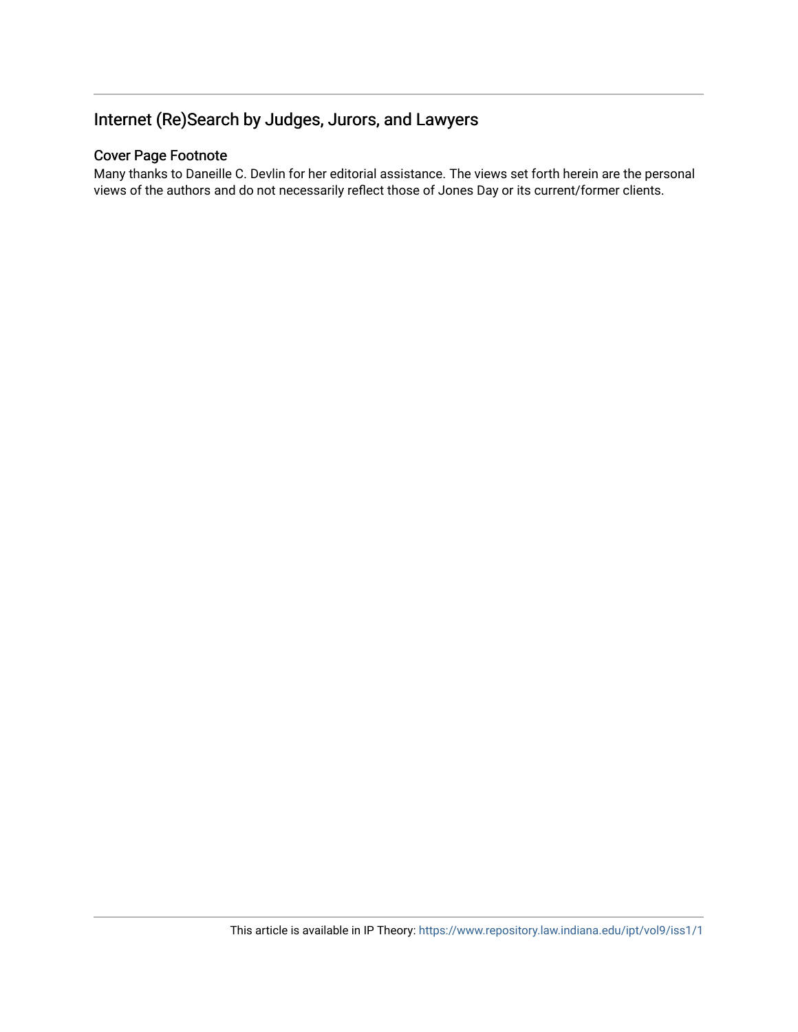## Internet (Re)Search by Judges, Jurors, and Lawyers

### Cover Page Footnote

Many thanks to Daneille C. Devlin for her editorial assistance. The views set forth herein are the personal views of the authors and do not necessarily reflect those of Jones Day or its current/former clients.

This article is available in IP Theory: https://www.repository.law.indiana.edu/ipt/vol9/iss1/1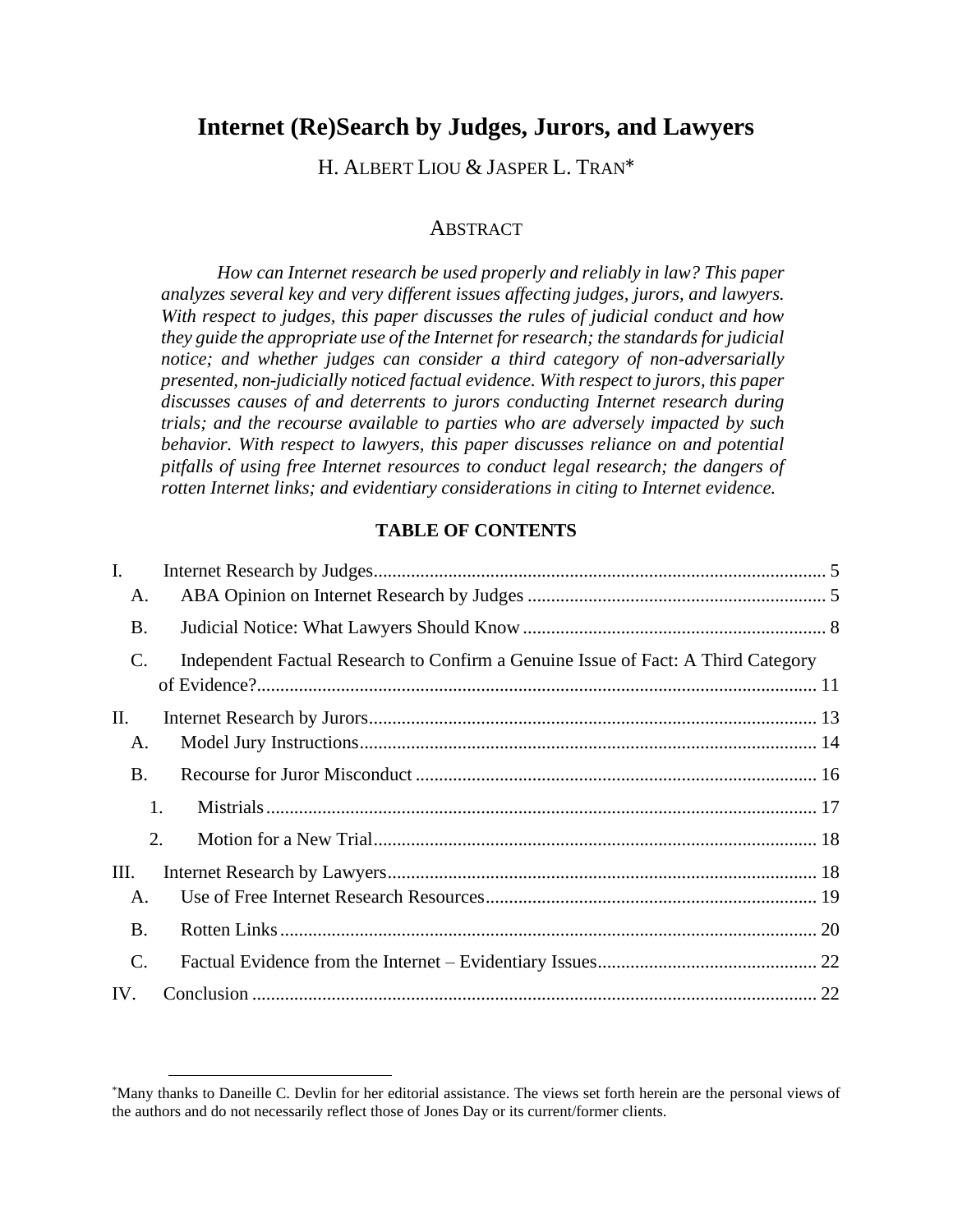# Internet (Re)Search by Judges, Jurors, and Lawyers

H. ALBERT LIOU & JASPER L. TRAN*

## ABSTRACT

*How can Internet research be used properly and reliably in law? This paper analyzes several key and very different issues affecting judges, jurors, and lawyers. With respect to judges, this paper discusses the rules of judicial conduct and how they guide the appropriate use of the Internet for research; the standards for judicial notice; and whether judges can consider a third category of non-adversarially presented, non-judicially noticed factual evidence. With respect to jurors, this paper discusses causes of and deterrents to jurors conducting Internet research during trials; and the recourse available to parties who are adversely impacted by such behavior. With respect to lawyers, this paper discusses reliance on and potential pitfalls of using free Internet resources to conduct legal research; the dangers of rotten Internet links; and evidentiary considerations in citing to Internet evidence.*

**TABLE OF CONTENTS**

- I. Internet Research by Judges .......... 5
  - A. ABA Opinion on Internet Research by Judges .......... 5
  - B. Judicial Notice: What Lawyers Should Know .......... 8
  - C. Independent Factual Research to Confirm a Genuine Issue of Fact: A Third Category of Evidence? .......... 11
- II. Internet Research by Jurors .......... 13
  - A. Model Jury Instructions .......... 14
  - B. Recourse for Juror Misconduct .......... 16
    - 1. Mistrials .......... 17
    - 2. Motion for a New Trial .......... 18
- III. Internet Research by Lawyers .......... 18
  - A. Use of Free Internet Research Resources .......... 19
  - B. Rotten Links .......... 20
  - C. Factual Evidence from the Internet – Evidentiary Issues .......... 22
- IV. Conclusion .......... 22

---

*Many thanks to Daneille C. Devlin for her editorial assistance. The views set forth herein are the personal views of the authors and do not necessarily reflect those of Jones Day or its current/former clients.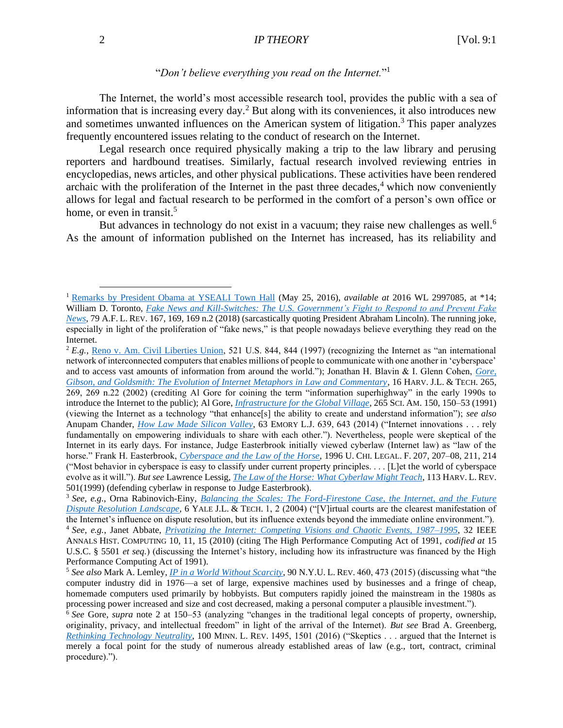"*Don't believe everything you read on the Internet.*"[1]

The Internet, the world's most accessible research tool, provides the public with a sea of information that is increasing every day.[2] But along with its conveniences, it also introduces new and sometimes unwanted influences on the American system of litigation.[3] This paper analyzes frequently encountered issues relating to the conduct of research on the Internet.

Legal research once required physically making a trip to the law library and perusing reporters and hardbound treatises. Similarly, factual research involved reviewing entries in encyclopedias, news articles, and other physical publications. These activities have been rendered archaic with the proliferation of the Internet in the past three decades,[4] which now conveniently allows for legal and factual research to be performed in the comfort of a person's own office or home, or even in transit.[5]

But advances in technology do not exist in a vacuum; they raise new challenges as well.[6] As the amount of information published on the Internet has increased, has its reliability and

---

[1] Remarks by President Obama at YSEALI Town Hall (May 25, 2016), *available at* 2016 WL 2997085, at *14; William D. Toronto, *Fake News and Kill-Switches: The U.S. Government's Fight to Respond to and Prevent Fake News*, 79 A.F. L. REV. 167, 169, 169 n.2 (2018) (sarcastically quoting President Abraham Lincoln). The running joke, especially in light of the proliferation of "fake news," is that people nowadays believe everything they read on the Internet.

[2] *E.g.*, Reno v. Am. Civil Liberties Union, 521 U.S. 844, 844 (1997) (recognizing the Internet as "an international network of interconnected computers that enables millions of people to communicate with one another in 'cyberspace' and to access vast amounts of information from around the world."); Jonathan H. Blavin & I. Glenn Cohen, *Gore, Gibson, and Goldsmith: The Evolution of Internet Metaphors in Law and Commentary*, 16 HARV. J.L. & TECH. 265, 269, 269 n.22 (2002) (crediting Al Gore for coining the term "information superhighway" in the early 1990s to introduce the Internet to the public); Al Gore, *Infrastructure for the Global Village*, 265 SCI. AM. 150, 150–53 (1991) (viewing the Internet as a technology "that enhance[s] the ability to create and understand information"); *see also* Anupam Chander, *How Law Made Silicon Valley*, 63 EMORY L.J. 639, 643 (2014) ("Internet innovations . . . rely fundamentally on empowering individuals to share with each other."). Nevertheless, people were skeptical of the Internet in its early days. For instance, Judge Easterbrook initially viewed cyberlaw (Internet law) as "law of the horse." Frank H. Easterbrook, *Cyberspace and the Law of the Horse*, 1996 U. CHI. LEGAL. F. 207, 207–08, 211, 214 ("Most behavior in cyberspace is easy to classify under current property principles. . . . [L]et the world of cyberspace evolve as it will."). *But see* Lawrence Lessig, *The Law of the Horse: What Cyberlaw Might Teach*, 113 HARV. L. REV. 501(1999) (defending cyberlaw in response to Judge Easterbrook).

[3] *See, e.g.*, Orna Rabinovich-Einy, *Balancing the Scales: The Ford-Firestone Case, the Internet, and the Future Dispute Resolution Landscape*, 6 YALE J.L. & TECH. 1, 2 (2004) ("[V]irtual courts are the clearest manifestation of the Internet's influence on dispute resolution, but its influence extends beyond the immediate online environment.").

[4] *See, e.g.*, Janet Abbate, *Privatizing the Internet: Competing Visions and Chaotic Events, 1987–1995*, 32 IEEE ANNALS HIST. COMPUTING 10, 11, 15 (2010) (citing The High Performance Computing Act of 1991, *codified at* 15 U.S.C. § 5501 *et seq.*) (discussing the Internet's history, including how its infrastructure was financed by the High Performance Computing Act of 1991).

[5] *See also* Mark A. Lemley, *IP in a World Without Scarcity*, 90 N.Y.U. L. REV. 460, 473 (2015) (discussing what "the computer industry did in 1976—a set of large, expensive machines used by businesses and a fringe of cheap, homemade computers used primarily by hobbyists. But computers rapidly joined the mainstream in the 1980s as processing power increased and size and cost decreased, making a personal computer a plausible investment.").

[6] *See* Gore, *supra* note 2 at 150–53 (analyzing "changes in the traditional legal concepts of property, ownership, originality, privacy, and intellectual freedom" in light of the arrival of the Internet). *But see* Brad A. Greenberg, *Rethinking Technology Neutrality*, 100 MINN. L. REV. 1495, 1501 (2016) ("Skeptics . . . argued that the Internet is merely a focal point for the study of numerous already established areas of law (e.g., tort, contract, criminal procedure).").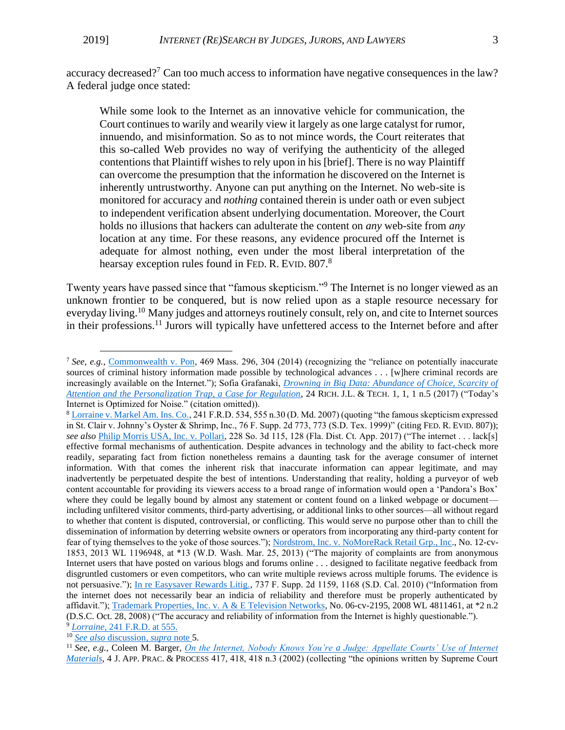accuracy decreased?[7] Can too much access to information have negative consequences in the law? A federal judge once stated:

> While some look to the Internet as an innovative vehicle for communication, the Court continues to warily and wearily view it largely as one large catalyst for rumor, innuendo, and misinformation. So as to not mince words, the Court reiterates that this so-called Web provides no way of verifying the authenticity of the alleged contentions that Plaintiff wishes to rely upon in his [brief]. There is no way Plaintiff can overcome the presumption that the information he discovered on the Internet is inherently untrustworthy. Anyone can put anything on the Internet. No web-site is monitored for accuracy and *nothing* contained therein is under oath or even subject to independent verification absent underlying documentation. Moreover, the Court holds no illusions that hackers can adulterate the content on *any* web-site from *any* location at any time. For these reasons, any evidence procured off the Internet is adequate for almost nothing, even under the most liberal interpretation of the hearsay exception rules found in FED. R. EVID. 807.[8]

Twenty years have passed since that "famous skepticism."[9] The Internet is no longer viewed as an unknown frontier to be conquered, but is now relied upon as a staple resource necessary for everyday living.[10] Many judges and attorneys routinely consult, rely on, and cite to Internet sources in their professions.[11] Jurors will typically have unfettered access to the Internet before and after

---

[7] *See, e.g.*, Commonwealth v. Pon, 469 Mass. 296, 304 (2014) (recognizing the "reliance on potentially inaccurate sources of criminal history information made possible by technological advances . . . [w]here criminal records are increasingly available on the Internet."); Sofia Grafanaki, *Drowning in Big Data: Abundance of Choice, Scarcity of Attention and the Personalization Trap, a Case for Regulation*, 24 RICH. J.L. & TECH. 1, 1, 1 n.5 (2017) ("Today's Internet is Optimized for Noise." (citation omitted)).

[8] Lorraine v. Markel Am. Ins. Co., 241 F.R.D. 534, 555 n.30 (D. Md. 2007) (quoting "the famous skepticism expressed in St. Clair v. Johnny's Oyster & Shrimp, Inc., 76 F. Supp. 2d 773, 773 (S.D. Tex. 1999)" (citing FED. R. EVID. 807)); *see also* Philip Morris USA, Inc. v. Pollari, 228 So. 3d 115, 128 (Fla. Dist. Ct. App. 2017) ("The internet . . . lack[s] effective formal mechanisms of authentication. Despite advances in technology and the ability to fact-check more readily, separating fact from fiction nonetheless remains a daunting task for the average consumer of internet information. With that comes the inherent risk that inaccurate information can appear legitimate, and may inadvertently be perpetuated despite the best of intentions. Understanding that reality, holding a purveyor of web content accountable for providing its viewers access to a broad range of information would open a 'Pandora's Box' where they could be legally bound by almost any statement or content found on a linked webpage or document—including unfiltered visitor comments, third-party advertising, or additional links to other sources—all without regard to whether that content is disputed, controversial, or conflicting. This would serve no purpose other than to chill the dissemination of information by deterring website owners or operators from incorporating any third-party content for fear of tying themselves to the yoke of those sources."); Nordstrom, Inc. v. NoMoreRack Retail Grp., Inc., No. 12-cv-1853, 2013 WL 1196948, at *13 (W.D. Wash. Mar. 25, 2013) ("The majority of complaints are from anonymous Internet users that have posted on various blogs and forums online . . . designed to facilitate negative feedback from disgruntled customers or even competitors, who can write multiple reviews across multiple forums. The evidence is not persuasive."); In re Easysaver Rewards Litig., 737 F. Supp. 2d 1159, 1168 (S.D. Cal. 2010) ("Information from the internet does not necessarily bear an indicia of reliability and therefore must be properly authenticated by affidavit."); Trademark Properties, Inc. v. A & E Television Networks, No. 06-cv-2195, 2008 WL 4811461, at *2 n.2 (D.S.C. Oct. 28, 2008) ("The accuracy and reliability of information from the Internet is highly questionable.").

[9] *Lorraine*, 241 F.R.D. at 555.

[10] *See also* discussion, *supra* note 5.

[11] *See, e.g.*, Coleen M. Barger, *On the Internet, Nobody Knows You're a Judge: Appellate Courts' Use of Internet Materials*, 4 J. APP. PRAC. & PROCESS 417, 418, 418 n.3 (2002) (collecting "the opinions written by Supreme Court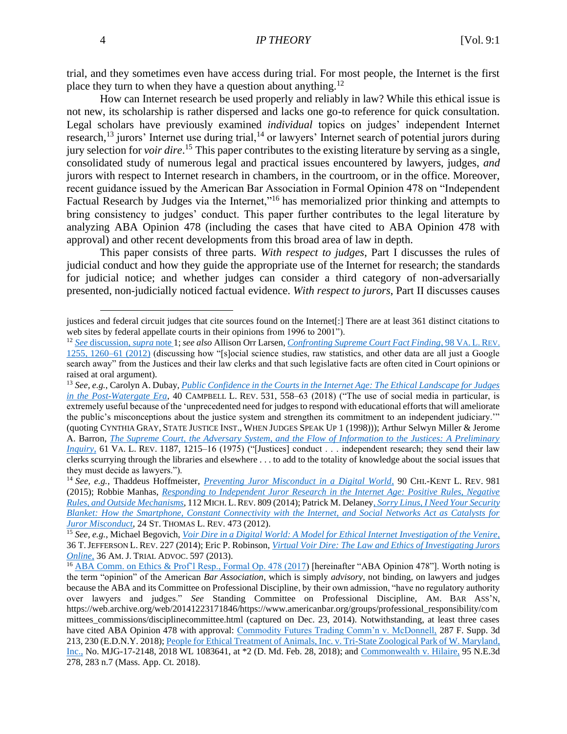trial, and they sometimes even have access during trial. For most people, the Internet is the first place they turn to when they have a question about anything.[12]

How can Internet research be used properly and reliably in law? While this ethical issue is not new, its scholarship is rather dispersed and lacks one go-to reference for quick consultation. Legal scholars have previously examined *individual* topics on judges' independent Internet research,[13] jurors' Internet use during trial,[14] or lawyers' Internet search of potential jurors during jury selection for *voir dire*.[15] This paper contributes to the existing literature by serving as a single, consolidated study of numerous legal and practical issues encountered by lawyers, judges, *and* jurors with respect to Internet research in chambers, in the courtroom, or in the office. Moreover, recent guidance issued by the American Bar Association in Formal Opinion 478 on "Independent Factual Research by Judges via the Internet,"[16] has memorialized prior thinking and attempts to bring consistency to judges' conduct. This paper further contributes to the legal literature by analyzing ABA Opinion 478 (including the cases that have cited to ABA Opinion 478 with approval) and other recent developments from this broad area of law in depth.

This paper consists of three parts. *With respect to judges*, Part I discusses the rules of judicial conduct and how they guide the appropriate use of the Internet for research; the standards for judicial notice; and whether judges can consider a third category of non-adversarially presented, non-judicially noticed factual evidence. *With respect to jurors*, Part II discusses causes

---

justices and federal circuit judges that cite sources found on the Internet[:] There are at least 361 distinct citations to web sites by federal appellate courts in their opinions from 1996 to 2001").

[12] *See* discussion, *supra* note 1; *see also* Allison Orr Larsen, *Confronting Supreme Court Fact Finding*, 98 VA. L. REV. 1255, 1260–61 (2012) (discussing how "[s]ocial science studies, raw statistics, and other data are all just a Google search away" from the Justices and their law clerks and that such legislative facts are often cited in Court opinions or raised at oral argument).

[13] *See, e.g.*, Carolyn A. Dubay, *Public Confidence in the Courts in the Internet Age: The Ethical Landscape for Judges in the Post-Watergate Era*, 40 CAMPBELL L. REV. 531, 558–63 (2018) ("The use of social media in particular, is extremely useful because of the 'unprecedented need for judges to respond with educational efforts that will ameliorate the public's misconceptions about the justice system and strengthen its commitment to an independent judiciary.'" (quoting CYNTHIA GRAY, STATE JUSTICE INST., WHEN JUDGES SPEAK UP 1 (1998))); Arthur Selwyn Miller & Jerome A. Barron, *The Supreme Court, the Adversary System, and the Flow of Information to the Justices: A Preliminary Inquiry*, 61 VA. L. REV. 1187, 1215–16 (1975) ("[Justices] conduct . . . independent research; they send their law clerks scurrying through the libraries and elsewhere . . . to add to the totality of knowledge about the social issues that they must decide as lawyers.").

[14] *See, e.g.*, Thaddeus Hoffmeister, *Preventing Juror Misconduct in a Digital World*, 90 CHI.-KENT L. REV. 981 (2015); Robbie Manhas, *Responding to Independent Juror Research in the Internet Age: Positive Rules, Negative Rules, and Outside Mechanisms*, 112 MICH. L. REV. 809 (2014); Patrick M. Delaney, *Sorry Linus, I Need Your Security Blanket: How the Smartphone, Constant Connectivity with the Internet, and Social Networks Act as Catalysts for Juror Misconduct*, 24 ST. THOMAS L. REV. 473 (2012).

[15] *See, e.g.*, Michael Begovich, *Voir Dire in a Digital World: A Model for Ethical Internet Investigation of the Venire*, 36 T. JEFFERSON L. REV. 227 (2014); Eric P. Robinson, *Virtual Voir Dire: The Law and Ethics of Investigating Jurors Online*, 36 AM. J. TRIAL ADVOC. 597 (2013).

[16] ABA Comm. on Ethics & Prof'l Resp., Formal Op. 478 (2017) [hereinafter "ABA Opinion 478"]. Worth noting is the term "opinion" of the American *Bar Association*, which is simply *advisory*, not binding, on lawyers and judges because the ABA and its Committee on Professional Discipline, by their own admission, "have no regulatory authority over lawyers and judges." *See* Standing Committee on Professional Discipline, AM. BAR ASS'N, https://web.archive.org/web/20141223171846/https://www.americanbar.org/groups/professional_responsibility/committees_commissions/disciplinecommittee.html (captured on Dec. 23, 2014). Notwithstanding, at least three cases have cited ABA Opinion 478 with approval: Commodity Futures Trading Comm'n v. McDonnell, 287 F. Supp. 3d 213, 230 (E.D.N.Y. 2018); People for Ethical Treatment of Animals, Inc. v. Tri-State Zoological Park of W. Maryland, Inc., No. MJG-17-2148, 2018 WL 1083641, at *2 (D. Md. Feb. 28, 2018); and Commonwealth v. Hilaire, 95 N.E.3d 278, 283 n.7 (Mass. App. Ct. 2018).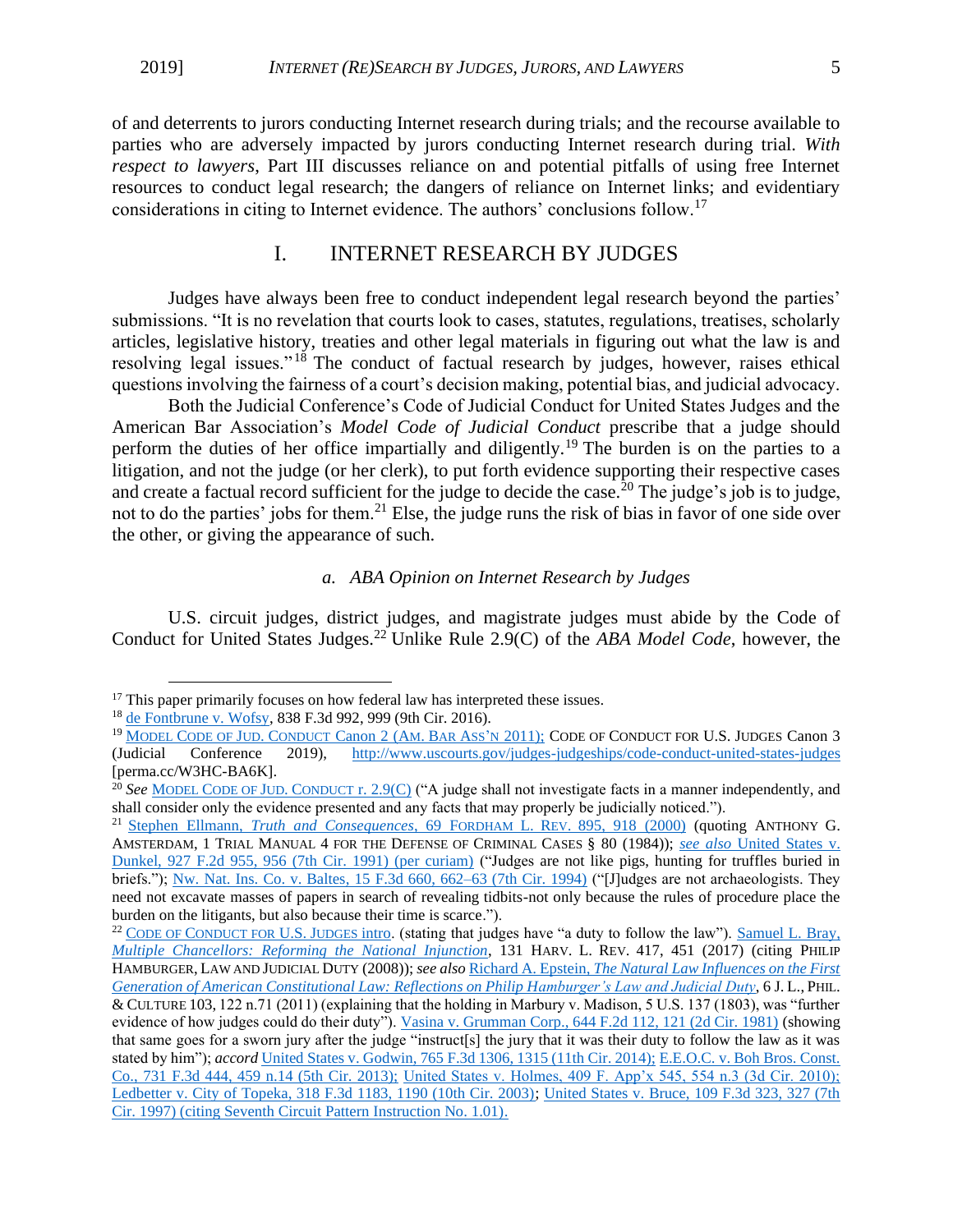of and deterrents to jurors conducting Internet research during trials; and the recourse available to parties who are adversely impacted by jurors conducting Internet research during trial. *With respect to lawyers*, Part III discusses reliance on and potential pitfalls of using free Internet resources to conduct legal research; the dangers of reliance on Internet links; and evidentiary considerations in citing to Internet evidence. The authors' conclusions follow.[17]

## I. INTERNET RESEARCH BY JUDGES

Judges have always been free to conduct independent legal research beyond the parties' submissions. "It is no revelation that courts look to cases, statutes, regulations, treatises, scholarly articles, legislative history, treaties and other legal materials in figuring out what the law is and resolving legal issues."[18] The conduct of factual research by judges, however, raises ethical questions involving the fairness of a court's decision making, potential bias, and judicial advocacy.

Both the Judicial Conference's Code of Judicial Conduct for United States Judges and the American Bar Association's *Model Code of Judicial Conduct* prescribe that a judge should perform the duties of her office impartially and diligently.[19] The burden is on the parties to a litigation, and not the judge (or her clerk), to put forth evidence supporting their respective cases and create a factual record sufficient for the judge to decide the case.[20] The judge's job is to judge, not to do the parties' jobs for them.[21] Else, the judge runs the risk of bias in favor of one side over the other, or giving the appearance of such.

### *a. ABA Opinion on Internet Research by Judges*

U.S. circuit judges, district judges, and magistrate judges must abide by the Code of Conduct for United States Judges.[22] Unlike Rule 2.9(C) of the *ABA Model Code*, however, the

---

[17] This paper primarily focuses on how federal law has interpreted these issues.

[18] de Fontbrune v. Wofsy, 838 F.3d 992, 999 (9th Cir. 2016).

[19] MODEL CODE OF JUD. CONDUCT Canon 2 (AM. BAR ASS'N 2011); CODE OF CONDUCT FOR U.S. JUDGES Canon 3 (Judicial Conference 2019), http://www.uscourts.gov/judges-judgeships/code-conduct-united-states-judges [perma.cc/W3HC-BA6K].

[20] *See* MODEL CODE OF JUD. CONDUCT r. 2.9(C) ("A judge shall not investigate facts in a manner independently, and shall consider only the evidence presented and any facts that may properly be judicially noticed.").

[21] Stephen Ellmann, *Truth and Consequences*, 69 FORDHAM L. REV. 895, 918 (2000) (quoting ANTHONY G. AMSTERDAM, 1 TRIAL MANUAL 4 FOR THE DEFENSE OF CRIMINAL CASES § 80 (1984)); *see also* United States v. Dunkel, 927 F.2d 955, 956 (7th Cir. 1991) (per curiam) ("Judges are not like pigs, hunting for truffles buried in briefs."); Nw. Nat. Ins. Co. v. Baltes, 15 F.3d 660, 662–63 (7th Cir. 1994) ("[J]udges are not archaeologists. They need not excavate masses of papers in search of revealing tidbits-not only because the rules of procedure place the burden on the litigants, but also because their time is scarce.").

[22] CODE OF CONDUCT FOR U.S. JUDGES intro. (stating that judges have "a duty to follow the law"). Samuel L. Bray, *Multiple Chancellors: Reforming the National Injunction*, 131 HARV. L. REV. 417, 451 (2017) (citing PHILIP HAMBURGER, LAW AND JUDICIAL DUTY (2008)); *see also* Richard A. Epstein, *The Natural Law Influences on the First Generation of American Constitutional Law: Reflections on Philip Hamburger's Law and Judicial Duty*, 6 J. L., PHIL. & CULTURE 103, 122 n.71 (2011) (explaining that the holding in Marbury v. Madison, 5 U.S. 137 (1803), was "further evidence of how judges could do their duty"). Vasina v. Grumman Corp., 644 F.2d 112, 121 (2d Cir. 1981) (showing that same goes for a sworn jury after the judge "instruct[s] the jury that it was their duty to follow the law as it was stated by him"); *accord* United States v. Godwin, 765 F.3d 1306, 1315 (11th Cir. 2014); E.E.O.C. v. Boh Bros. Const. Co., 731 F.3d 444, 459 n.14 (5th Cir. 2013); United States v. Holmes, 409 F. App'x 545, 554 n.3 (3d Cir. 2010); Ledbetter v. City of Topeka, 318 F.3d 1183, 1190 (10th Cir. 2003); United States v. Bruce, 109 F.3d 323, 327 (7th Cir. 1997) (citing Seventh Circuit Pattern Instruction No. 1.01).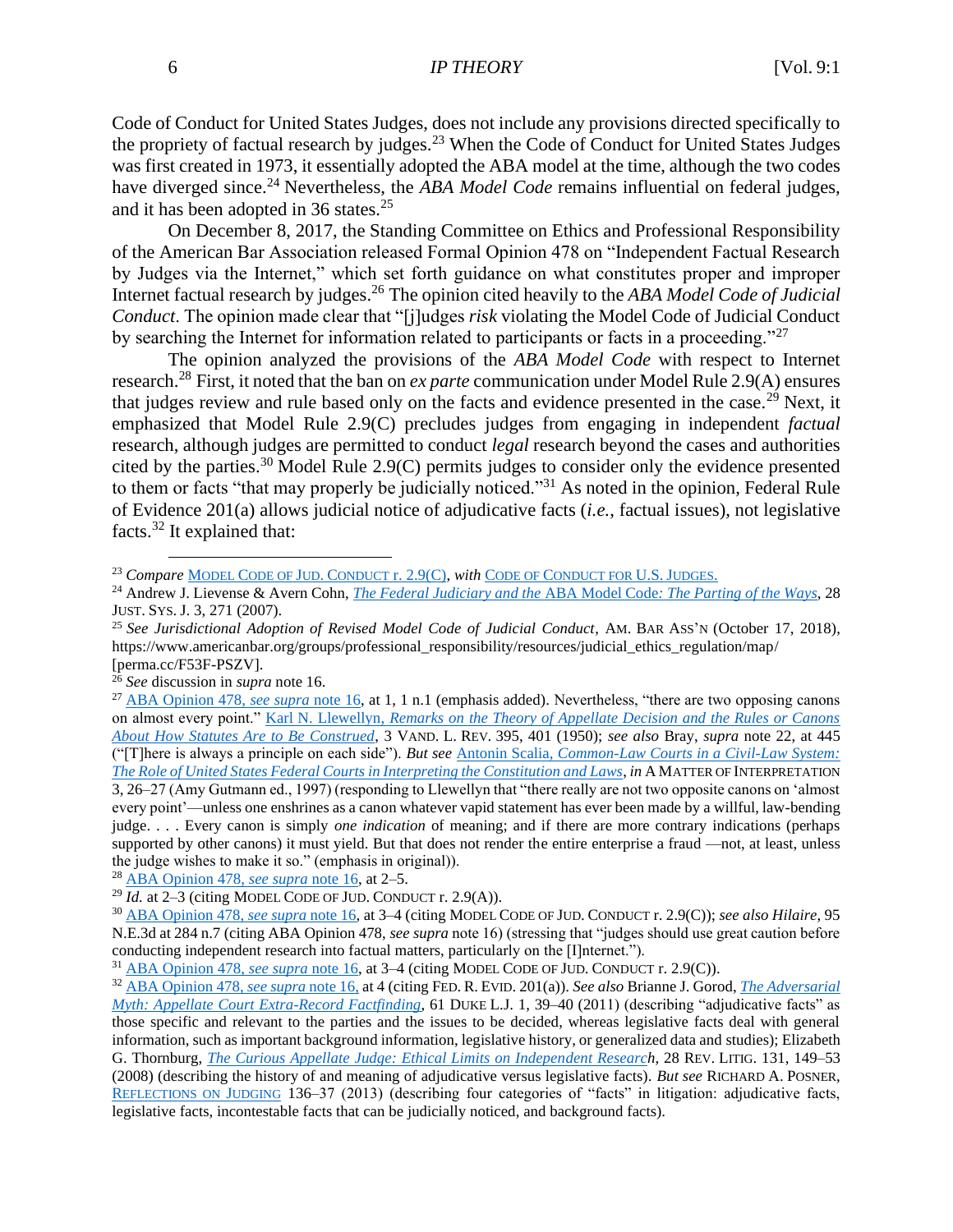Code of Conduct for United States Judges, does not include any provisions directed specifically to the propriety of factual research by judges.[23] When the Code of Conduct for United States Judges was first created in 1973, it essentially adopted the ABA model at the time, although the two codes have diverged since.[24] Nevertheless, the *ABA Model Code* remains influential on federal judges, and it has been adopted in 36 states.[25]

On December 8, 2017, the Standing Committee on Ethics and Professional Responsibility of the American Bar Association released Formal Opinion 478 on "Independent Factual Research by Judges via the Internet," which set forth guidance on what constitutes proper and improper Internet factual research by judges.[26] The opinion cited heavily to the *ABA Model Code of Judicial Conduct*. The opinion made clear that "[j]udges *risk* violating the Model Code of Judicial Conduct by searching the Internet for information related to participants or facts in a proceeding."[27]

The opinion analyzed the provisions of the *ABA Model Code* with respect to Internet research.[28] First, it noted that the ban on *ex parte* communication under Model Rule 2.9(A) ensures that judges review and rule based only on the facts and evidence presented in the case.[29] Next, it emphasized that Model Rule 2.9(C) precludes judges from engaging in independent *factual* research, although judges are permitted to conduct *legal* research beyond the cases and authorities cited by the parties.[30] Model Rule 2.9(C) permits judges to consider only the evidence presented to them or facts "that may properly be judicially noticed."[31] As noted in the opinion, Federal Rule of Evidence 201(a) allows judicial notice of adjudicative facts (*i.e.*, factual issues), not legislative facts.[32] It explained that:

---

[23] *Compare* MODEL CODE OF JUD. CONDUCT r. 2.9(C), *with* CODE OF CONDUCT FOR U.S. JUDGES.

[24] Andrew J. Lievense & Avern Cohn, *The Federal Judiciary and the* ABA Model Code*: The Parting of the Ways*, 28 JUST. SYS. J. 3, 271 (2007).

[25] *See Jurisdictional Adoption of Revised Model Code of Judicial Conduct*, AM. BAR ASS'N (October 17, 2018), https://www.americanbar.org/groups/professional_responsibility/resources/judicial_ethics_regulation/map/ [perma.cc/F53F-PSZV].

[26] *See* discussion in *supra* note 16.

[27] ABA Opinion 478, *see supra* note 16, at 1, 1 n.1 (emphasis added). Nevertheless, "there are two opposing canons on almost every point." Karl N. Llewellyn, *Remarks on the Theory of Appellate Decision and the Rules or Canons About How Statutes Are to Be Construed*, 3 VAND. L. REV. 395, 401 (1950); *see also* Bray, *supra* note 22, at 445 ("[T]here is always a principle on each side"). *But see* Antonin Scalia, *Common-Law Courts in a Civil-Law System: The Role of United States Federal Courts in Interpreting the Constitution and Laws*, *in* A MATTER OF INTERPRETATION 3, 26–27 (Amy Gutmann ed., 1997) (responding to Llewellyn that "there really are not two opposite canons on 'almost every point'—unless one enshrines as a canon whatever vapid statement has ever been made by a willful, law-bending judge. . . . Every canon is simply *one indication* of meaning; and if there are more contrary indications (perhaps supported by other canons) it must yield. But that does not render the entire enterprise a fraud —not, at least, unless the judge wishes to make it so." (emphasis in original)).

[28] ABA Opinion 478, *see supra* note 16, at 2–5.

[29] *Id.* at 2–3 (citing MODEL CODE OF JUD. CONDUCT r. 2.9(A)).

[30] ABA Opinion 478, *see supra* note 16, at 3–4 (citing MODEL CODE OF JUD. CONDUCT r. 2.9(C)); *see also Hilaire*, 95 N.E.3d at 284 n.7 (citing ABA Opinion 478, *see supra* note 16) (stressing that "judges should use great caution before conducting independent research into factual matters, particularly on the [I]nternet.").

[31] ABA Opinion 478, *see supra* note 16, at 3–4 (citing MODEL CODE OF JUD. CONDUCT r. 2.9(C)).

[32] ABA Opinion 478, *see supra* note 16, at 4 (citing FED. R. EVID. 201(a)). *See also* Brianne J. Gorod, *The Adversarial Myth: Appellate Court Extra-Record Factfinding*, 61 DUKE L.J. 1, 39–40 (2011) (describing "adjudicative facts" as those specific and relevant to the parties and the issues to be decided, whereas legislative facts deal with general information, such as important background information, legislative history, or generalized data and studies); Elizabeth G. Thornburg, *The Curious Appellate Judge: Ethical Limits on Independent Research*, 28 REV. LITIG. 131, 149–53 (2008) (describing the history of and meaning of adjudicative versus legislative facts). *But see* RICHARD A. POSNER, REFLECTIONS ON JUDGING 136–37 (2013) (describing four categories of "facts" in litigation: adjudicative facts, legislative facts, incontestable facts that can be judicially noticed, and background facts).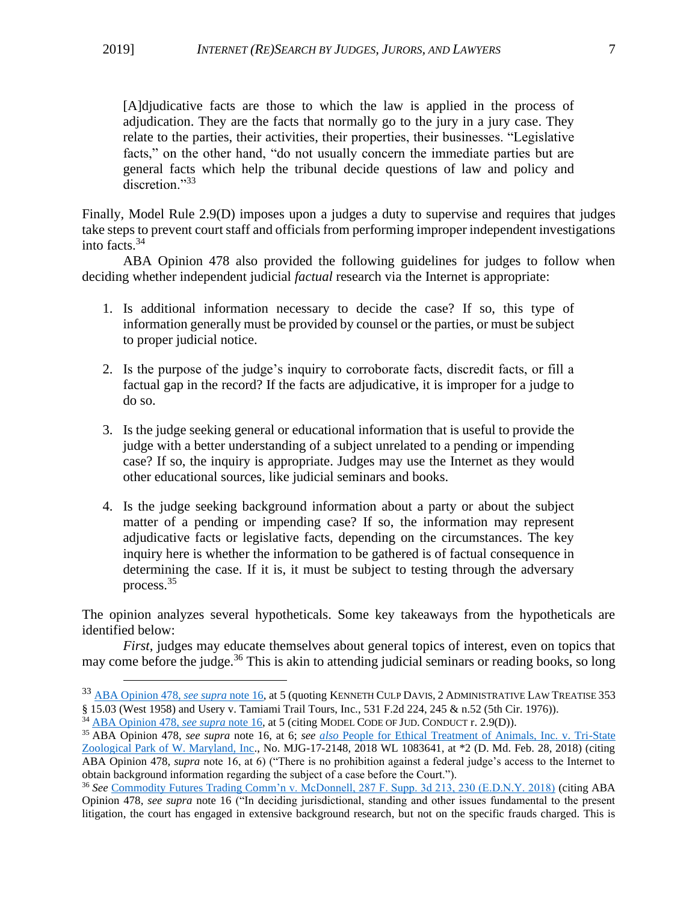> [A]djudicative facts are those to which the law is applied in the process of adjudication. They are the facts that normally go to the jury in a jury case. They relate to the parties, their activities, their properties, their businesses. "Legislative facts," on the other hand, "do not usually concern the immediate parties but are general facts which help the tribunal decide questions of law and policy and discretion."[33]

Finally, Model Rule 2.9(D) imposes upon a judges a duty to supervise and requires that judges take steps to prevent court staff and officials from performing improper independent investigations into facts.[34]

ABA Opinion 478 also provided the following guidelines for judges to follow when deciding whether independent judicial *factual* research via the Internet is appropriate:

1. Is additional information necessary to decide the case? If so, this type of information generally must be provided by counsel or the parties, or must be subject to proper judicial notice.

2. Is the purpose of the judge's inquiry to corroborate facts, discredit facts, or fill a factual gap in the record? If the facts are adjudicative, it is improper for a judge to do so.

3. Is the judge seeking general or educational information that is useful to provide the judge with a better understanding of a subject unrelated to a pending or impending case? If so, the inquiry is appropriate. Judges may use the Internet as they would other educational sources, like judicial seminars and books.

4. Is the judge seeking background information about a party or about the subject matter of a pending or impending case? If so, the information may represent adjudicative facts or legislative facts, depending on the circumstances. The key inquiry here is whether the information to be gathered is of factual consequence in determining the case. If it is, it must be subject to testing through the adversary process.[35]

The opinion analyzes several hypotheticals. Some key takeaways from the hypotheticals are identified below:

*First*, judges may educate themselves about general topics of interest, even on topics that may come before the judge.[36] This is akin to attending judicial seminars or reading books, so long

---

[33] ABA Opinion 478, *see supra* note 16, at 5 (quoting KENNETH CULP DAVIS, 2 ADMINISTRATIVE LAW TREATISE 353 § 15.03 (West 1958) and Usery v. Tamiami Trail Tours, Inc., 531 F.2d 224, 245 & n.52 (5th Cir. 1976)).

[34] ABA Opinion 478, *see supra* note 16, at 5 (citing MODEL CODE OF JUD. CONDUCT r. 2.9(D)).

[35] ABA Opinion 478, *see supra* note 16, at 6; *see also* People for Ethical Treatment of Animals, Inc. v. Tri-State Zoological Park of W. Maryland, Inc., No. MJG-17-2148, 2018 WL 1083641, at *2 (D. Md. Feb. 28, 2018) (citing ABA Opinion 478, *supra* note 16, at 6) ("There is no prohibition against a federal judge's access to the Internet to obtain background information regarding the subject of a case before the Court.").

[36] *See* Commodity Futures Trading Comm'n v. McDonnell, 287 F. Supp. 3d 213, 230 (E.D.N.Y. 2018) (citing ABA Opinion 478, *see supra* note 16 ("In deciding jurisdictional, standing and other issues fundamental to the present litigation, the court has engaged in extensive background research, but not on the specific frauds charged. This is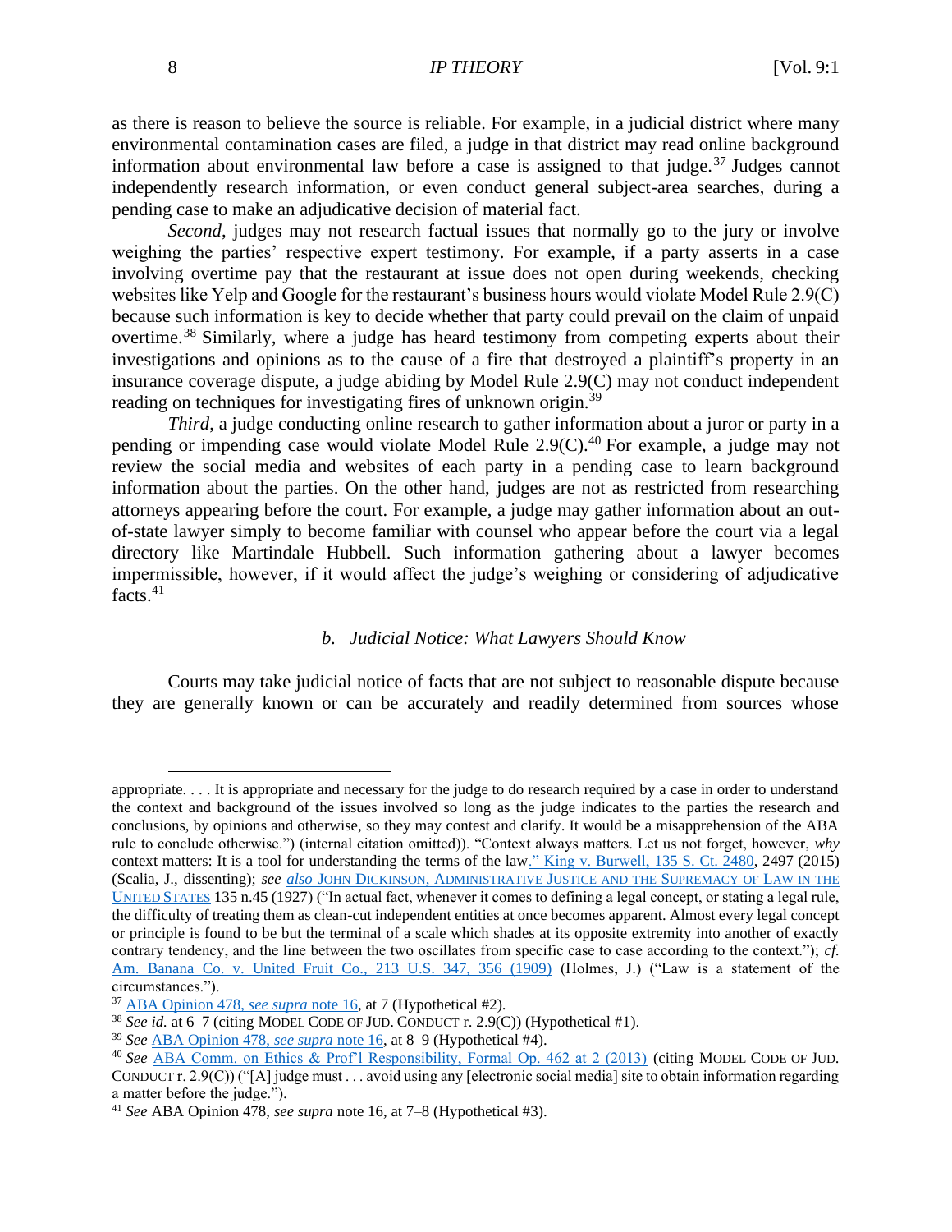as there is reason to believe the source is reliable. For example, in a judicial district where many environmental contamination cases are filed, a judge in that district may read online background information about environmental law before a case is assigned to that judge.[37] Judges cannot independently research information, or even conduct general subject-area searches, during a pending case to make an adjudicative decision of material fact.

*Second*, judges may not research factual issues that normally go to the jury or involve weighing the parties' respective expert testimony. For example, if a party asserts in a case involving overtime pay that the restaurant at issue does not open during weekends, checking websites like Yelp and Google for the restaurant's business hours would violate Model Rule 2.9(C) because such information is key to decide whether that party could prevail on the claim of unpaid overtime.[38] Similarly, where a judge has heard testimony from competing experts about their investigations and opinions as to the cause of a fire that destroyed a plaintiff's property in an insurance coverage dispute, a judge abiding by Model Rule 2.9(C) may not conduct independent reading on techniques for investigating fires of unknown origin.[39]

*Third*, a judge conducting online research to gather information about a juror or party in a pending or impending case would violate Model Rule 2.9(C).[40] For example, a judge may not review the social media and websites of each party in a pending case to learn background information about the parties. On the other hand, judges are not as restricted from researching attorneys appearing before the court. For example, a judge may gather information about an out-of-state lawyer simply to become familiar with counsel who appear before the court via a legal directory like Martindale Hubbell. Such information gathering about a lawyer becomes impermissible, however, if it would affect the judge's weighing or considering of adjudicative facts.[41]

### *b. Judicial Notice: What Lawyers Should Know*

Courts may take judicial notice of facts that are not subject to reasonable dispute because they are generally known or can be accurately and readily determined from sources whose

---

appropriate. . . . It is appropriate and necessary for the judge to do research required by a case in order to understand the context and background of the issues involved so long as the judge indicates to the parties the research and conclusions, by opinions and otherwise, so they may contest and clarify. It would be a misapprehension of the ABA rule to conclude otherwise.") (internal citation omitted)). "Context always matters. Let us not forget, however, *why* context matters: It is a tool for understanding the terms of the law." King v. Burwell, 135 S. Ct. 2480, 2497 (2015) (Scalia, J., dissenting); *see also* JOHN DICKINSON, ADMINISTRATIVE JUSTICE AND THE SUPREMACY OF LAW IN THE UNITED STATES 135 n.45 (1927) ("In actual fact, whenever it comes to defining a legal concept, or stating a legal rule, the difficulty of treating them as clean-cut independent entities at once becomes apparent. Almost every legal concept or principle is found to be but the terminal of a scale which shades at its opposite extremity into another of exactly contrary tendency, and the line between the two oscillates from specific case to case according to the context."); *cf.* Am. Banana Co. v. United Fruit Co., 213 U.S. 347, 356 (1909) (Holmes, J.) ("Law is a statement of the circumstances.").

[37] ABA Opinion 478, *see supra* note 16, at 7 (Hypothetical #2).

[38] *See id.* at 6–7 (citing MODEL CODE OF JUD. CONDUCT r. 2.9(C)) (Hypothetical #1).

[39] *See* ABA Opinion 478, *see supra* note 16, at 8–9 (Hypothetical #4).

[40] *See* ABA Comm. on Ethics & Prof'l Responsibility, Formal Op. 462 at 2 (2013) (citing MODEL CODE OF JUD. CONDUCT r. 2.9(C)) ("[A] judge must . . . avoid using any [electronic social media] site to obtain information regarding a matter before the judge.").

[41] *See* ABA Opinion 478, *see supra* note 16, at 7–8 (Hypothetical #3).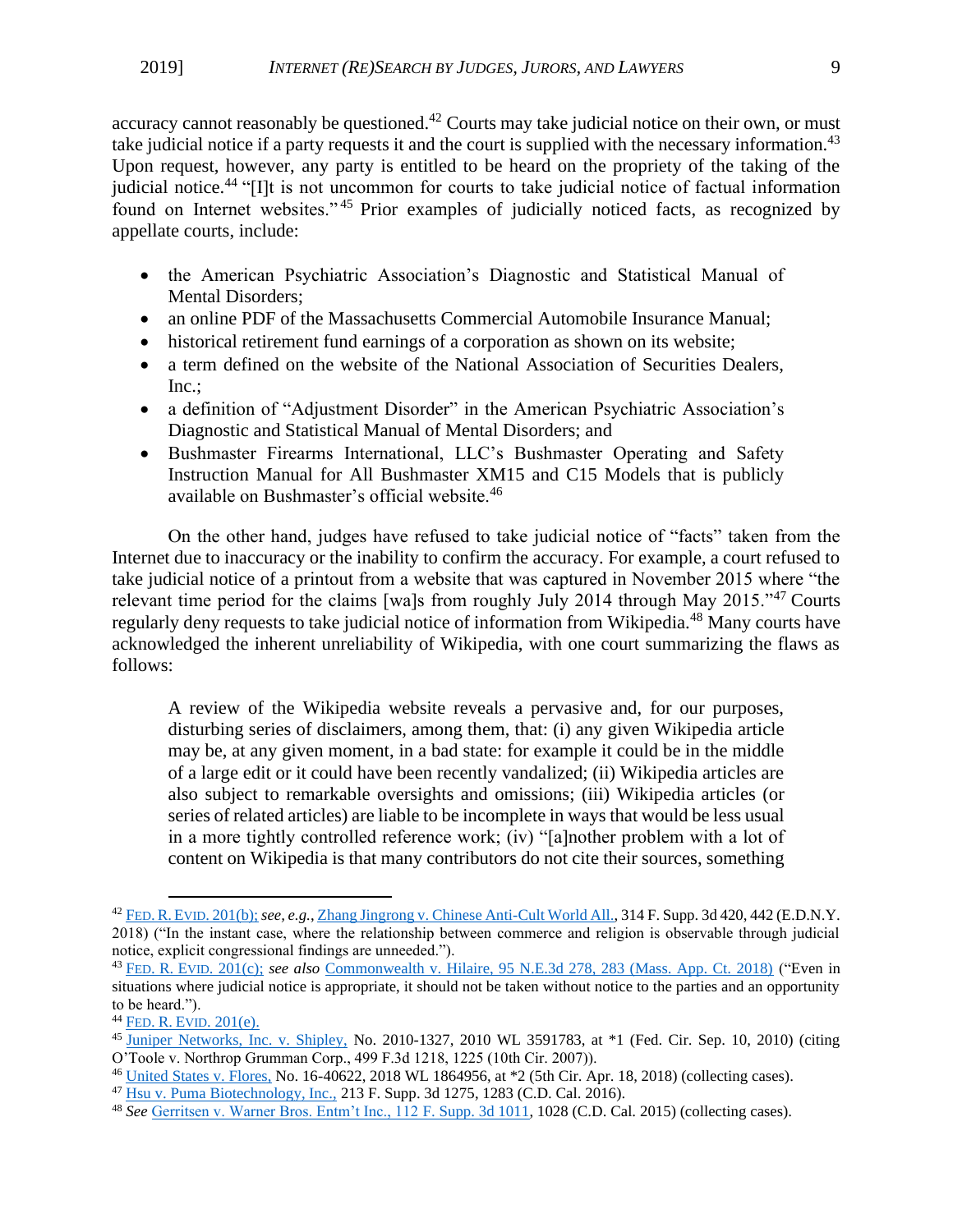accuracy cannot reasonably be questioned.[42] Courts may take judicial notice on their own, or must take judicial notice if a party requests it and the court is supplied with the necessary information.[43] Upon request, however, any party is entitled to be heard on the propriety of the taking of the judicial notice.[44] "[I]t is not uncommon for courts to take judicial notice of factual information found on Internet websites."[45] Prior examples of judicially noticed facts, as recognized by appellate courts, include:

- the American Psychiatric Association's Diagnostic and Statistical Manual of Mental Disorders;
- an online PDF of the Massachusetts Commercial Automobile Insurance Manual;
- historical retirement fund earnings of a corporation as shown on its website;
- a term defined on the website of the National Association of Securities Dealers, Inc.;
- a definition of "Adjustment Disorder" in the American Psychiatric Association's Diagnostic and Statistical Manual of Mental Disorders; and
- Bushmaster Firearms International, LLC's Bushmaster Operating and Safety Instruction Manual for All Bushmaster XM15 and C15 Models that is publicly available on Bushmaster's official website.[46]

On the other hand, judges have refused to take judicial notice of "facts" taken from the Internet due to inaccuracy or the inability to confirm the accuracy. For example, a court refused to take judicial notice of a printout from a website that was captured in November 2015 where "the relevant time period for the claims [wa]s from roughly July 2014 through May 2015."[47] Courts regularly deny requests to take judicial notice of information from Wikipedia.[48] Many courts have acknowledged the inherent unreliability of Wikipedia, with one court summarizing the flaws as follows:

> A review of the Wikipedia website reveals a pervasive and, for our purposes, disturbing series of disclaimers, among them, that: (i) any given Wikipedia article may be, at any given moment, in a bad state: for example it could be in the middle of a large edit or it could have been recently vandalized; (ii) Wikipedia articles are also subject to remarkable oversights and omissions; (iii) Wikipedia articles (or series of related articles) are liable to be incomplete in ways that would be less usual in a more tightly controlled reference work; (iv) "[a]nother problem with a lot of content on Wikipedia is that many contributors do not cite their sources, something

---

[42] FED. R. EVID. 201(b); *see, e.g.*, Zhang Jingrong v. Chinese Anti-Cult World All., 314 F. Supp. 3d 420, 442 (E.D.N.Y. 2018) ("In the instant case, where the relationship between commerce and religion is observable through judicial notice, explicit congressional findings are unneeded.").

[43] FED. R. EVID. 201(c); *see also* Commonwealth v. Hilaire, 95 N.E.3d 278, 283 (Mass. App. Ct. 2018) ("Even in situations where judicial notice is appropriate, it should not be taken without notice to the parties and an opportunity to be heard.").

[44] FED. R. EVID. 201(e).

[45] Juniper Networks, Inc. v. Shipley, No. 2010-1327, 2010 WL 3591783, at *1 (Fed. Cir. Sep. 10, 2010) (citing O'Toole v. Northrop Grumman Corp., 499 F.3d 1218, 1225 (10th Cir. 2007)).

[46] United States v. Flores, No. 16-40622, 2018 WL 1864956, at *2 (5th Cir. Apr. 18, 2018) (collecting cases).

[47] Hsu v. Puma Biotechnology, Inc., 213 F. Supp. 3d 1275, 1283 (C.D. Cal. 2016).

[48] *See* Gerritsen v. Warner Bros. Entm't Inc., 112 F. Supp. 3d 1011, 1028 (C.D. Cal. 2015) (collecting cases).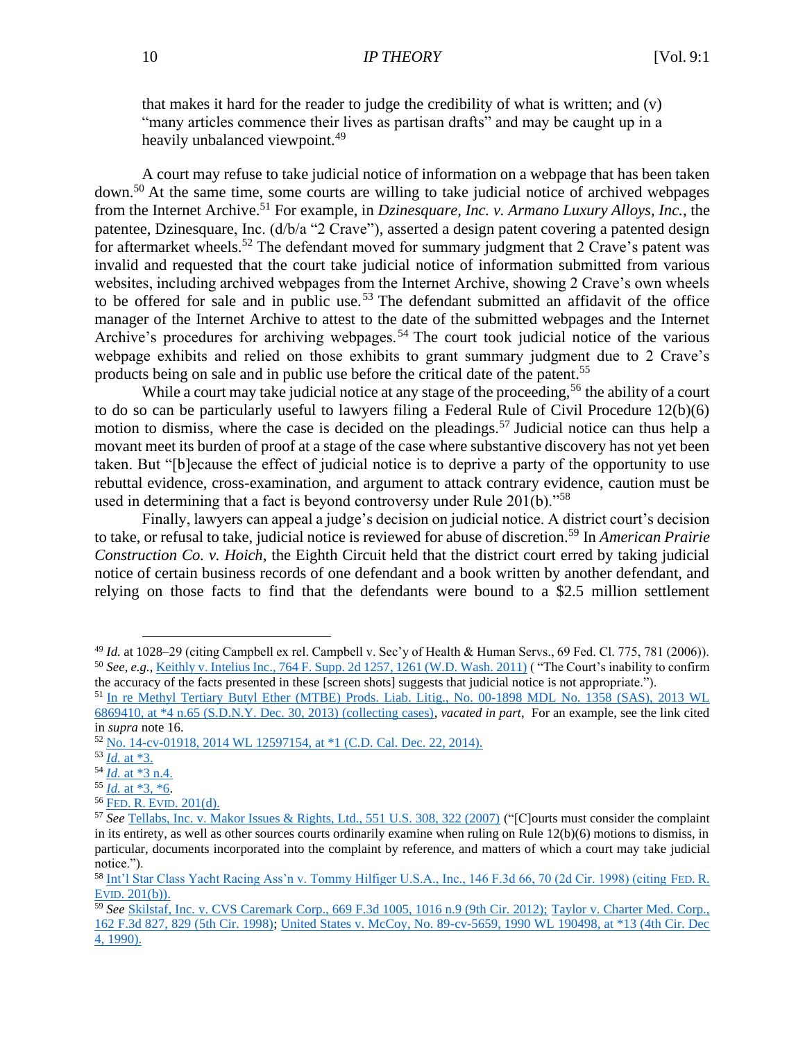that makes it hard for the reader to judge the credibility of what is written; and (v) "many articles commence their lives as partisan drafts" and may be caught up in a heavily unbalanced viewpoint.[49]

A court may refuse to take judicial notice of information on a webpage that has been taken down.[50] At the same time, some courts are willing to take judicial notice of archived webpages from the Internet Archive.[51] For example, in *Dzinesquare, Inc. v. Armano Luxury Alloys, Inc.*, the patentee, Dzinesquare, Inc. (d/b/a "2 Crave"), asserted a design patent covering a patented design for aftermarket wheels.[52] The defendant moved for summary judgment that 2 Crave's patent was invalid and requested that the court take judicial notice of information submitted from various websites, including archived webpages from the Internet Archive, showing 2 Crave's own wheels to be offered for sale and in public use.[53] The defendant submitted an affidavit of the office manager of the Internet Archive to attest to the date of the submitted webpages and the Internet Archive's procedures for archiving webpages.[54] The court took judicial notice of the various webpage exhibits and relied on those exhibits to grant summary judgment due to 2 Crave's products being on sale and in public use before the critical date of the patent.[55]

While a court may take judicial notice at any stage of the proceeding,[56] the ability of a court to do so can be particularly useful to lawyers filing a Federal Rule of Civil Procedure 12(b)(6) motion to dismiss, where the case is decided on the pleadings.[57] Judicial notice can thus help a movant meet its burden of proof at a stage of the case where substantive discovery has not yet been taken. But "[b]ecause the effect of judicial notice is to deprive a party of the opportunity to use rebuttal evidence, cross-examination, and argument to attack contrary evidence, caution must be used in determining that a fact is beyond controversy under Rule 201(b)."[58]

Finally, lawyers can appeal a judge's decision on judicial notice. A district court's decision to take, or refusal to take, judicial notice is reviewed for abuse of discretion.[59] In *American Prairie Construction Co. v. Hoich*, the Eighth Circuit held that the district court erred by taking judicial notice of certain business records of one defendant and a book written by another defendant, and relying on those facts to find that the defendants were bound to a $2.5 million settlement

---

[49] *Id.* at 1028–29 (citing Campbell ex rel. Campbell v. Sec'y of Health & Human Servs., 69 Fed. Cl. 775, 781 (2006)).

[50] *See, e.g.*, Keithly v. Intelius Inc., 764 F. Supp. 2d 1257, 1261 (W.D. Wash. 2011) ( "The Court's inability to confirm the accuracy of the facts presented in these [screen shots] suggests that judicial notice is not appropriate.").

[51] In re Methyl Tertiary Butyl Ether (MTBE) Prods. Liab. Litig., No. 00-1898 MDL No. 1358 (SAS), 2013 WL 6869410, at *4 n.65 (S.D.N.Y. Dec. 30, 2013) (collecting cases), *vacated in part*, For an example, see the link cited in *supra* note 16.

[52] No. 14-cv-01918, 2014 WL 12597154, at *1 (C.D. Cal. Dec. 22, 2014).

[53] *Id.* at *3.

[54] *Id.* at *3 n.4.

[55] *Id.* at *3, *6.

[56] FED. R. EVID. 201(d).

[57] *See* Tellabs, Inc. v. Makor Issues & Rights, Ltd., 551 U.S. 308, 322 (2007) ("[C]ourts must consider the complaint in its entirety, as well as other sources courts ordinarily examine when ruling on Rule 12(b)(6) motions to dismiss, in particular, documents incorporated into the complaint by reference, and matters of which a court may take judicial notice.").

[58] Int'l Star Class Yacht Racing Ass'n v. Tommy Hilfiger U.S.A., Inc., 146 F.3d 66, 70 (2d Cir. 1998) (citing FED. R. EVID. 201(b)).

[59] *See* Skilstaf, Inc. v. CVS Caremark Corp., 669 F.3d 1005, 1016 n.9 (9th Cir. 2012); Taylor v. Charter Med. Corp., 162 F.3d 827, 829 (5th Cir. 1998); United States v. McCoy, No. 89-cv-5659, 1990 WL 190498, at *13 (4th Cir. Dec 4, 1990).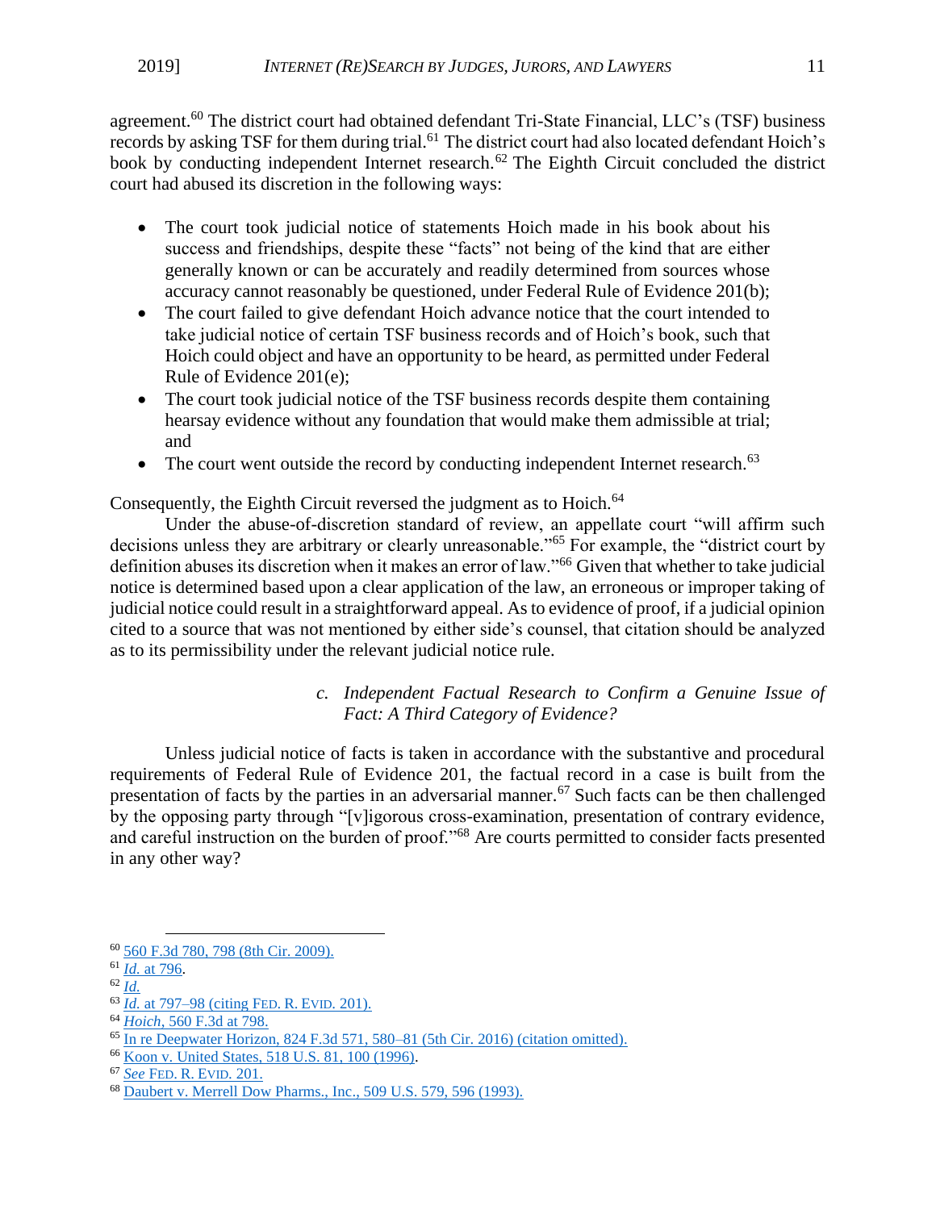agreement.[60] The district court had obtained defendant Tri-State Financial, LLC's (TSF) business records by asking TSF for them during trial.[61] The district court had also located defendant Hoich's book by conducting independent Internet research.[62] The Eighth Circuit concluded the district court had abused its discretion in the following ways:

- The court took judicial notice of statements Hoich made in his book about his success and friendships, despite these "facts" not being of the kind that are either generally known or can be accurately and readily determined from sources whose accuracy cannot reasonably be questioned, under Federal Rule of Evidence 201(b);
- The court failed to give defendant Hoich advance notice that the court intended to take judicial notice of certain TSF business records and of Hoich's book, such that Hoich could object and have an opportunity to be heard, as permitted under Federal Rule of Evidence 201(e);
- The court took judicial notice of the TSF business records despite them containing hearsay evidence without any foundation that would make them admissible at trial; and
- The court went outside the record by conducting independent Internet research.[63]

Consequently, the Eighth Circuit reversed the judgment as to Hoich.[64]

Under the abuse-of-discretion standard of review, an appellate court "will affirm such decisions unless they are arbitrary or clearly unreasonable."[65] For example, the "district court by definition abuses its discretion when it makes an error of law."[66] Given that whether to take judicial notice is determined based upon a clear application of the law, an erroneous or improper taking of judicial notice could result in a straightforward appeal. As to evidence of proof, if a judicial opinion cited to a source that was not mentioned by either side's counsel, that citation should be analyzed as to its permissibility under the relevant judicial notice rule.

### c. *Independent Factual Research to Confirm a Genuine Issue of Fact: A Third Category of Evidence?*

Unless judicial notice of facts is taken in accordance with the substantive and procedural requirements of Federal Rule of Evidence 201, the factual record in a case is built from the presentation of facts by the parties in an adversarial manner.[67] Such facts can be then challenged by the opposing party through "[v]igorous cross-examination, presentation of contrary evidence, and careful instruction on the burden of proof."[68] Are courts permitted to consider facts presented in any other way?

---

[60] 560 F.3d 780, 798 (8th Cir. 2009).
[61] *Id.* at 796.
[62] *Id.*
[63] *Id.* at 797–98 (citing FED. R. EVID. 201).
[64] *Hoich*, 560 F.3d at 798.
[65] In re Deepwater Horizon, 824 F.3d 571, 580–81 (5th Cir. 2016) (citation omitted).
[66] Koon v. United States, 518 U.S. 81, 100 (1996).
[67] *See* FED. R. EVID. 201.
[68] Daubert v. Merrell Dow Pharms., Inc., 509 U.S. 579, 596 (1993).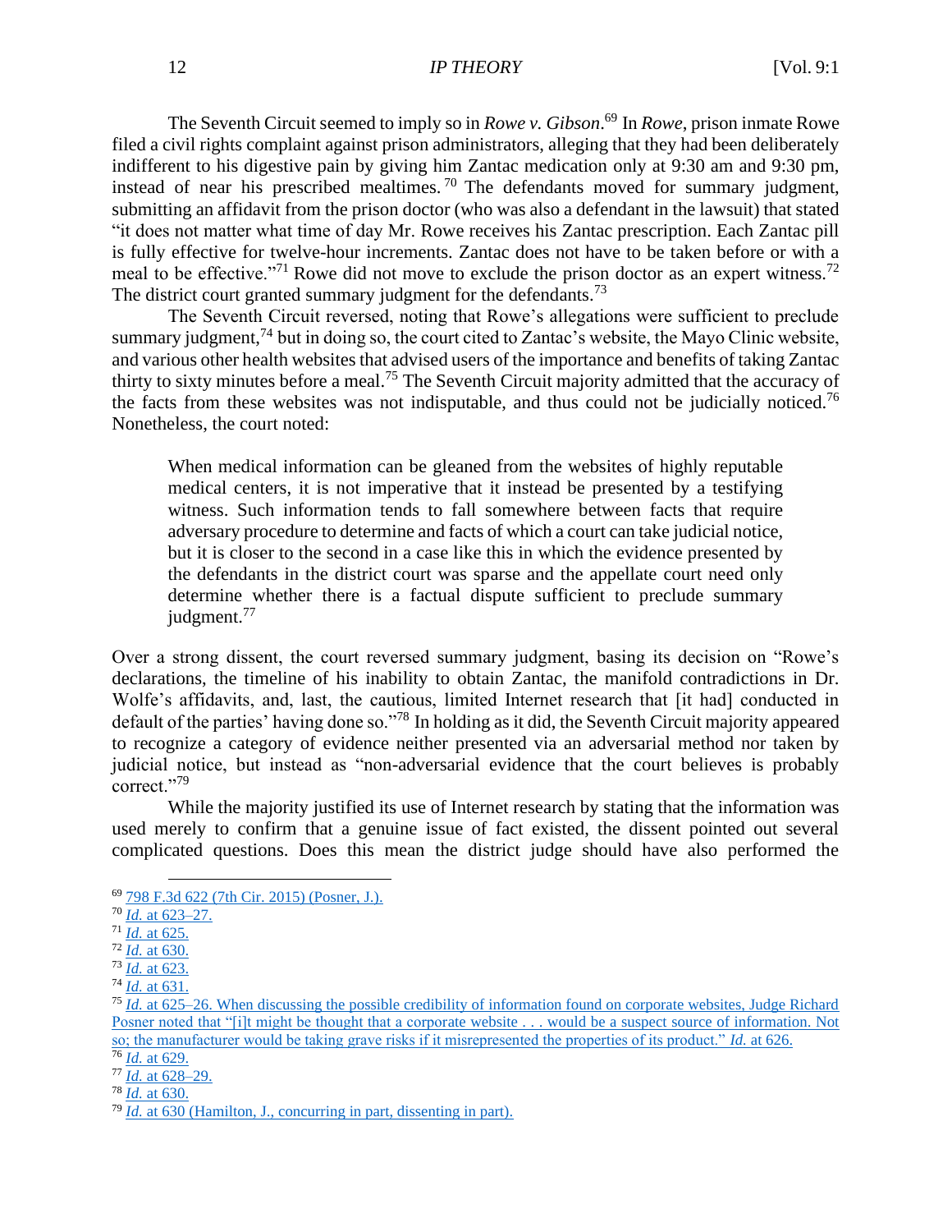The Seventh Circuit seemed to imply so in *Rowe v. Gibson*.[69] In *Rowe*, prison inmate Rowe filed a civil rights complaint against prison administrators, alleging that they had been deliberately indifferent to his digestive pain by giving him Zantac medication only at 9:30 am and 9:30 pm, instead of near his prescribed mealtimes.[70] The defendants moved for summary judgment, submitting an affidavit from the prison doctor (who was also a defendant in the lawsuit) that stated "it does not matter what time of day Mr. Rowe receives his Zantac prescription. Each Zantac pill is fully effective for twelve-hour increments. Zantac does not have to be taken before or with a meal to be effective."[71] Rowe did not move to exclude the prison doctor as an expert witness.[72] The district court granted summary judgment for the defendants.[73]

The Seventh Circuit reversed, noting that Rowe's allegations were sufficient to preclude summary judgment,[74] but in doing so, the court cited to Zantac's website, the Mayo Clinic website, and various other health websites that advised users of the importance and benefits of taking Zantac thirty to sixty minutes before a meal.[75] The Seventh Circuit majority admitted that the accuracy of the facts from these websites was not indisputable, and thus could not be judicially noticed.[76] Nonetheless, the court noted:

> When medical information can be gleaned from the websites of highly reputable medical centers, it is not imperative that it instead be presented by a testifying witness. Such information tends to fall somewhere between facts that require adversary procedure to determine and facts of which a court can take judicial notice, but it is closer to the second in a case like this in which the evidence presented by the defendants in the district court was sparse and the appellate court need only determine whether there is a factual dispute sufficient to preclude summary judgment.[77]

Over a strong dissent, the court reversed summary judgment, basing its decision on "Rowe's declarations, the timeline of his inability to obtain Zantac, the manifold contradictions in Dr. Wolfe's affidavits, and, last, the cautious, limited Internet research that [it had] conducted in default of the parties' having done so."[78] In holding as it did, the Seventh Circuit majority appeared to recognize a category of evidence neither presented via an adversarial method nor taken by judicial notice, but instead as "non-adversarial evidence that the court believes is probably correct."[79]

While the majority justified its use of Internet research by stating that the information was used merely to confirm that a genuine issue of fact existed, the dissent pointed out several complicated questions. Does this mean the district judge should have also performed the

---

[69] 798 F.3d 622 (7th Cir. 2015) (Posner, J.).

[70] *Id.* at 623–27.

[71] *Id.* at 625.

[72] *Id.* at 630.

[73] *Id.* at 623.

[74] *Id.* at 631.

[75] *Id.* at 625–26. When discussing the possible credibility of information found on corporate websites, Judge Richard Posner noted that "[i]t might be thought that a corporate website . . . would be a suspect source of information. Not so; the manufacturer would be taking grave risks if it misrepresented the properties of its product." *Id.* at 626.

[76] *Id.* at 629.

[77] *Id.* at 628–29.

[78] *Id.* at 630.

[79] *Id.* at 630 (Hamilton, J., concurring in part, dissenting in part).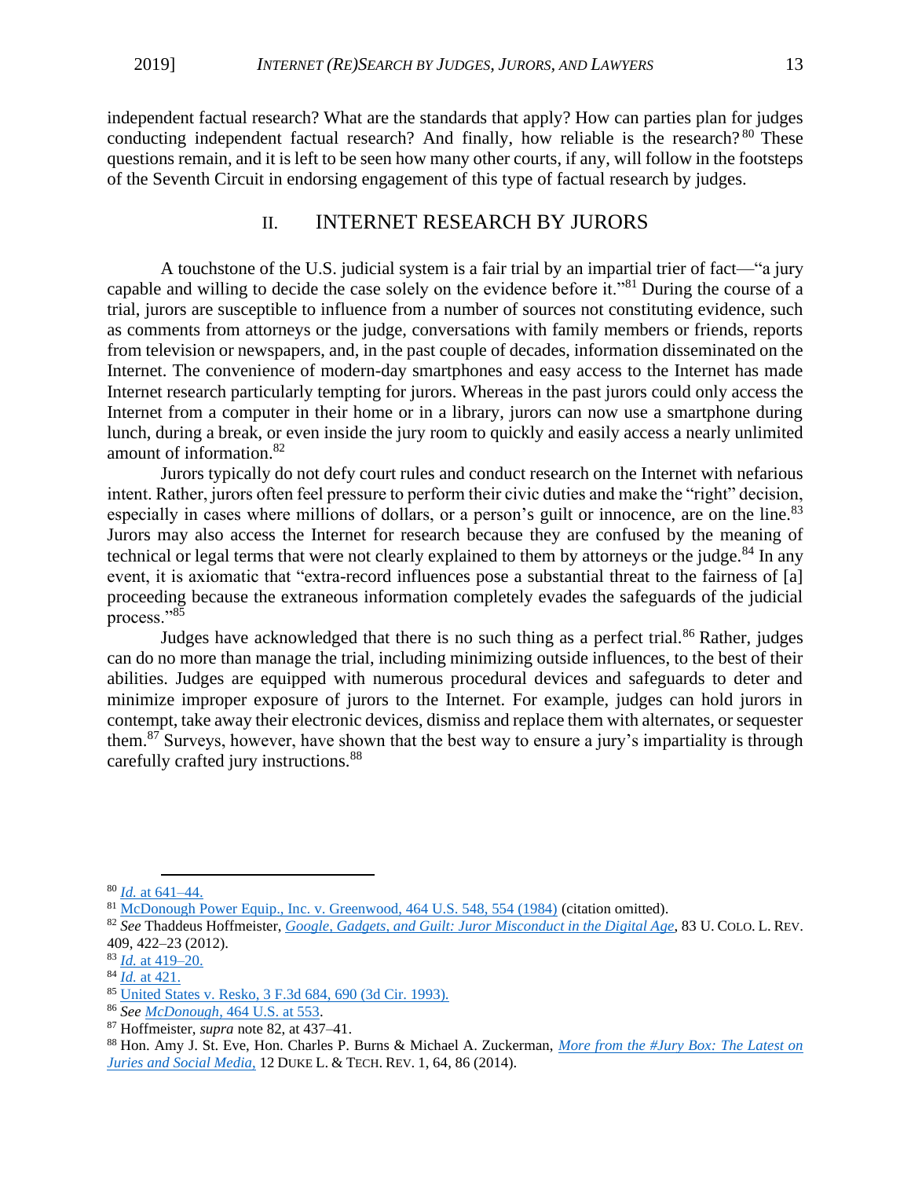independent factual research? What are the standards that apply? How can parties plan for judges conducting independent factual research? And finally, how reliable is the research?[80] These questions remain, and it is left to be seen how many other courts, if any, will follow in the footsteps of the Seventh Circuit in endorsing engagement of this type of factual research by judges.

## II. INTERNET RESEARCH BY JURORS

A touchstone of the U.S. judicial system is a fair trial by an impartial trier of fact—"a jury capable and willing to decide the case solely on the evidence before it."[81] During the course of a trial, jurors are susceptible to influence from a number of sources not constituting evidence, such as comments from attorneys or the judge, conversations with family members or friends, reports from television or newspapers, and, in the past couple of decades, information disseminated on the Internet. The convenience of modern-day smartphones and easy access to the Internet has made Internet research particularly tempting for jurors. Whereas in the past jurors could only access the Internet from a computer in their home or in a library, jurors can now use a smartphone during lunch, during a break, or even inside the jury room to quickly and easily access a nearly unlimited amount of information.[82]

Jurors typically do not defy court rules and conduct research on the Internet with nefarious intent. Rather, jurors often feel pressure to perform their civic duties and make the "right" decision, especially in cases where millions of dollars, or a person's guilt or innocence, are on the line.[83] Jurors may also access the Internet for research because they are confused by the meaning of technical or legal terms that were not clearly explained to them by attorneys or the judge.[84] In any event, it is axiomatic that "extra-record influences pose a substantial threat to the fairness of [a] proceeding because the extraneous information completely evades the safeguards of the judicial process."[85]

Judges have acknowledged that there is no such thing as a perfect trial.[86] Rather, judges can do no more than manage the trial, including minimizing outside influences, to the best of their abilities. Judges are equipped with numerous procedural devices and safeguards to deter and minimize improper exposure of jurors to the Internet. For example, judges can hold jurors in contempt, take away their electronic devices, dismiss and replace them with alternates, or sequester them.[87] Surveys, however, have shown that the best way to ensure a jury's impartiality is through carefully crafted jury instructions.[88]

---

[80] *Id.* at 641–44.

[81] McDonough Power Equip., Inc. v. Greenwood, 464 U.S. 548, 554 (1984) (citation omitted).

[82] *See* Thaddeus Hoffmeister, *Google, Gadgets, and Guilt: Juror Misconduct in the Digital Age*, 83 U. COLO. L. REV. 409, 422–23 (2012).

[83] *Id.* at 419–20.

[84] *Id.* at 421.

[85] United States v. Resko, 3 F.3d 684, 690 (3d Cir. 1993).

[86] *See McDonough*, 464 U.S. at 553.

[87] Hoffmeister, *supra* note 82, at 437–41.

[88] Hon. Amy J. St. Eve, Hon. Charles P. Burns & Michael A. Zuckerman, *More from the #Jury Box: The Latest on Juries and Social Media*, 12 DUKE L. & TECH. REV. 1, 64, 86 (2014).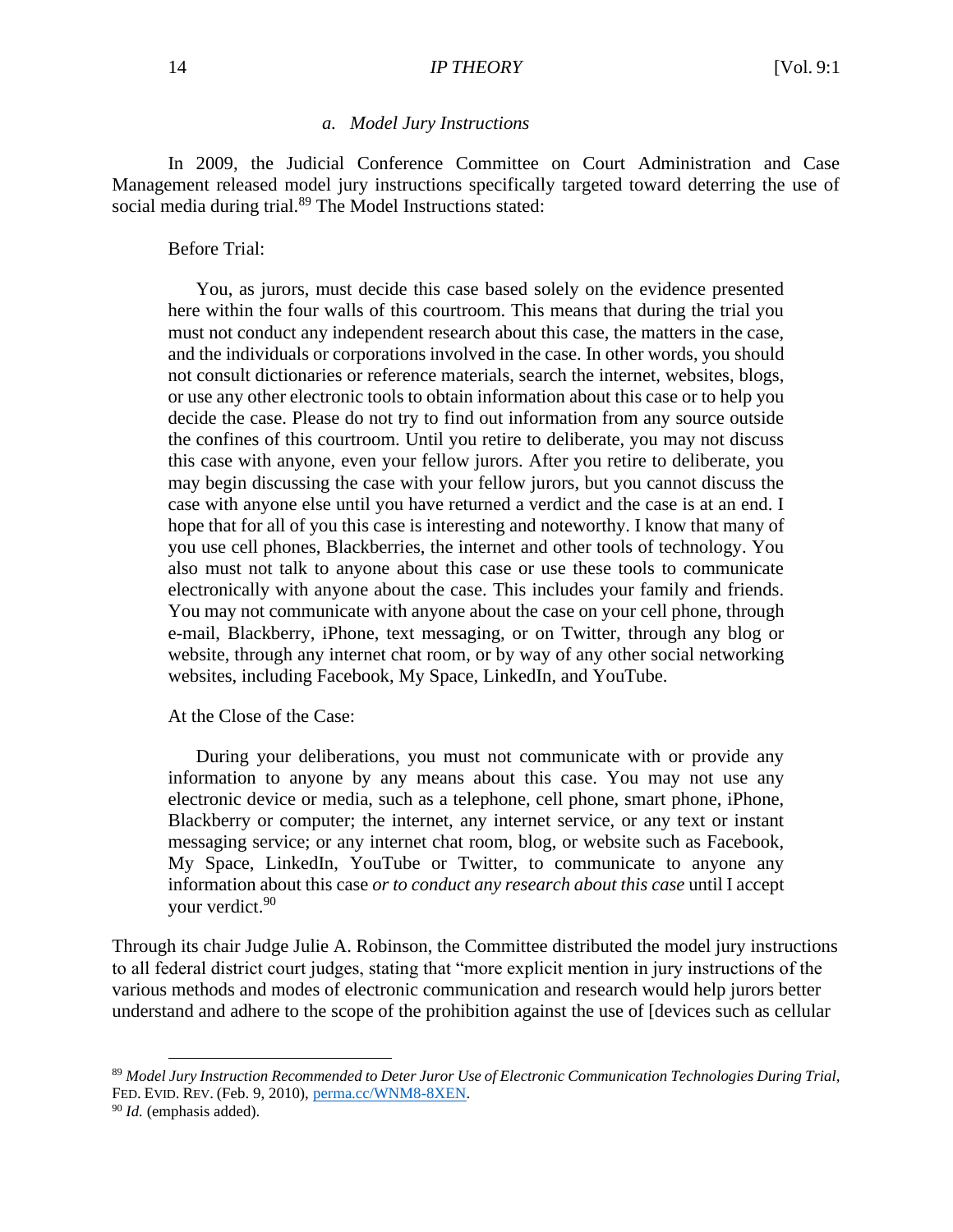### a. *Model Jury Instructions*

In 2009, the Judicial Conference Committee on Court Administration and Case Management released model jury instructions specifically targeted toward deterring the use of social media during trial.[89] The Model Instructions stated:

> Before Trial:
>
> You, as jurors, must decide this case based solely on the evidence presented here within the four walls of this courtroom. This means that during the trial you must not conduct any independent research about this case, the matters in the case, and the individuals or corporations involved in the case. In other words, you should not consult dictionaries or reference materials, search the internet, websites, blogs, or use any other electronic tools to obtain information about this case or to help you decide the case. Please do not try to find out information from any source outside the confines of this courtroom. Until you retire to deliberate, you may not discuss this case with anyone, even your fellow jurors. After you retire to deliberate, you may begin discussing the case with your fellow jurors, but you cannot discuss the case with anyone else until you have returned a verdict and the case is at an end. I hope that for all of you this case is interesting and noteworthy. I know that many of you use cell phones, Blackberries, the internet and other tools of technology. You also must not talk to anyone about this case or use these tools to communicate electronically with anyone about the case. This includes your family and friends. You may not communicate with anyone about the case on your cell phone, through e-mail, Blackberry, iPhone, text messaging, or on Twitter, through any blog or website, through any internet chat room, or by way of any other social networking websites, including Facebook, My Space, LinkedIn, and YouTube.
>
> At the Close of the Case:
>
> During your deliberations, you must not communicate with or provide any information to anyone by any means about this case. You may not use any electronic device or media, such as a telephone, cell phone, smart phone, iPhone, Blackberry or computer; the internet, any internet service, or any text or instant messaging service; or any internet chat room, blog, or website such as Facebook, My Space, LinkedIn, YouTube or Twitter, to communicate to anyone any information about this case *or to conduct any research about this case* until I accept your verdict.[90]

Through its chair Judge Julie A. Robinson, the Committee distributed the model jury instructions to all federal district court judges, stating that "more explicit mention in jury instructions of the various methods and modes of electronic communication and research would help jurors better understand and adhere to the scope of the prohibition against the use of [devices such as cellular

---

[89] *Model Jury Instruction Recommended to Deter Juror Use of Electronic Communication Technologies During Trial*, FED. EVID. REV. (Feb. 9, 2010), perma.cc/WNM8-8XEN.

[90] *Id.* (emphasis added).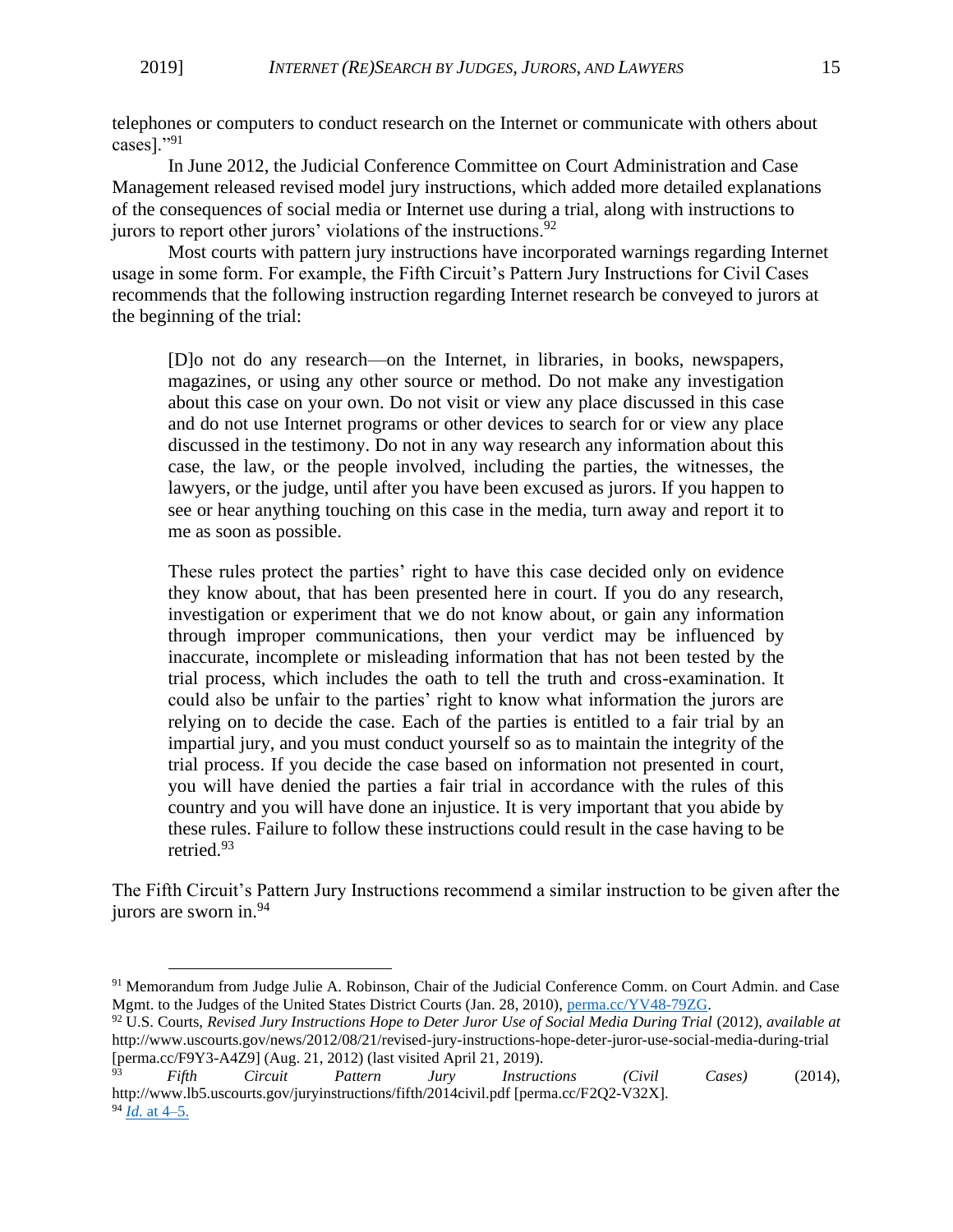telephones or computers to conduct research on the Internet or communicate with others about cases]."[91]

In June 2012, the Judicial Conference Committee on Court Administration and Case Management released revised model jury instructions, which added more detailed explanations of the consequences of social media or Internet use during a trial, along with instructions to jurors to report other jurors' violations of the instructions.[92]

Most courts with pattern jury instructions have incorporated warnings regarding Internet usage in some form. For example, the Fifth Circuit's Pattern Jury Instructions for Civil Cases recommends that the following instruction regarding Internet research be conveyed to jurors at the beginning of the trial:

> [D]o not do any research—on the Internet, in libraries, in books, newspapers, magazines, or using any other source or method. Do not make any investigation about this case on your own. Do not visit or view any place discussed in this case and do not use Internet programs or other devices to search for or view any place discussed in the testimony. Do not in any way research any information about this case, the law, or the people involved, including the parties, the witnesses, the lawyers, or the judge, until after you have been excused as jurors. If you happen to see or hear anything touching on this case in the media, turn away and report it to me as soon as possible.
>
> These rules protect the parties' right to have this case decided only on evidence they know about, that has been presented here in court. If you do any research, investigation or experiment that we do not know about, or gain any information through improper communications, then your verdict may be influenced by inaccurate, incomplete or misleading information that has not been tested by the trial process, which includes the oath to tell the truth and cross-examination. It could also be unfair to the parties' right to know what information the jurors are relying on to decide the case. Each of the parties is entitled to a fair trial by an impartial jury, and you must conduct yourself so as to maintain the integrity of the trial process. If you decide the case based on information not presented in court, you will have denied the parties a fair trial in accordance with the rules of this country and you will have done an injustice. It is very important that you abide by these rules. Failure to follow these instructions could result in the case having to be retried.[93]

The Fifth Circuit's Pattern Jury Instructions recommend a similar instruction to be given after the jurors are sworn in.[94]

---

[91] Memorandum from Judge Julie A. Robinson, Chair of the Judicial Conference Comm. on Court Admin. and Case Mgmt. to the Judges of the United States District Courts (Jan. 28, 2010), perma.cc/YV48-79ZG.

[92] U.S. Courts, *Revised Jury Instructions Hope to Deter Juror Use of Social Media During Trial* (2012), *available at* http://www.uscourts.gov/news/2012/08/21/revised-jury-instructions-hope-deter-juror-use-social-media-during-trial [perma.cc/F9Y3-A4Z9] (Aug. 21, 2012) (last visited April 21, 2019).

[93] *Fifth Circuit Pattern Jury Instructions (Civil Cases)* (2014), http://www.lb5.uscourts.gov/juryinstructions/fifth/2014civil.pdf [perma.cc/F2Q2-V32X].

[94] *Id.* at 4–5.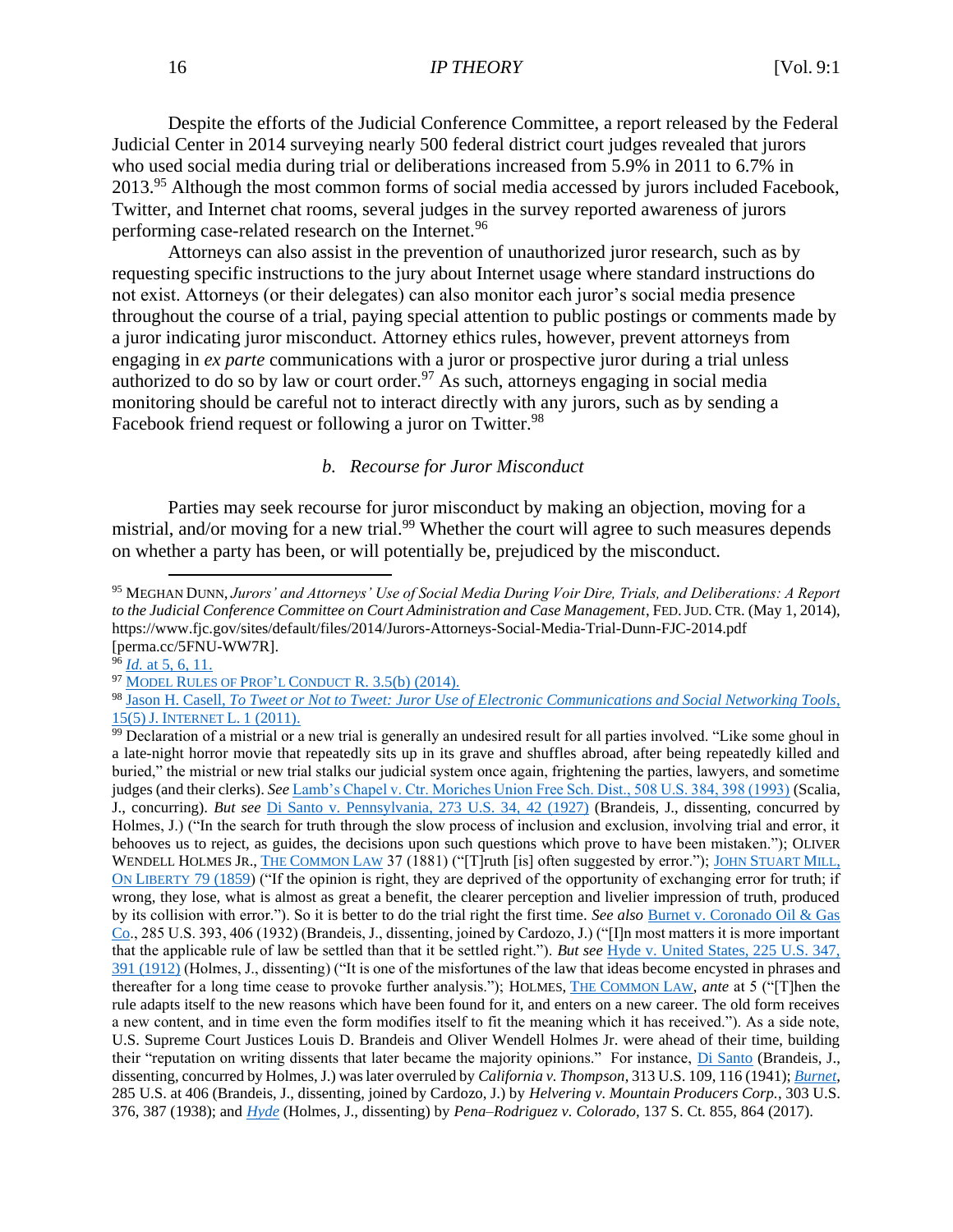Despite the efforts of the Judicial Conference Committee, a report released by the Federal Judicial Center in 2014 surveying nearly 500 federal district court judges revealed that jurors who used social media during trial or deliberations increased from 5.9% in 2011 to 6.7% in 2013.[95] Although the most common forms of social media accessed by jurors included Facebook, Twitter, and Internet chat rooms, several judges in the survey reported awareness of jurors performing case-related research on the Internet.[96]

Attorneys can also assist in the prevention of unauthorized juror research, such as by requesting specific instructions to the jury about Internet usage where standard instructions do not exist. Attorneys (or their delegates) can also monitor each juror's social media presence throughout the course of a trial, paying special attention to public postings or comments made by a juror indicating juror misconduct. Attorney ethics rules, however, prevent attorneys from engaging in *ex parte* communications with a juror or prospective juror during a trial unless authorized to do so by law or court order.[97] As such, attorneys engaging in social media monitoring should be careful not to interact directly with any jurors, such as by sending a Facebook friend request or following a juror on Twitter.[98]

### *b. Recourse for Juror Misconduct*

Parties may seek recourse for juror misconduct by making an objection, moving for a mistrial, and/or moving for a new trial.[99] Whether the court will agree to such measures depends on whether a party has been, or will potentially be, prejudiced by the misconduct.

---

[95] MEGHAN DUNN, *Jurors' and Attorneys' Use of Social Media During Voir Dire, Trials, and Deliberations: A Report to the Judicial Conference Committee on Court Administration and Case Management*, FED. JUD. CTR. (May 1, 2014), https://www.fjc.gov/sites/default/files/2014/Jurors-Attorneys-Social-Media-Trial-Dunn-FJC-2014.pdf [perma.cc/5FNU-WW7R].

[96] *Id.* at 5, 6, 11.

[97] MODEL RULES OF PROF'L CONDUCT R. 3.5(b) (2014).

[98] Jason H. Casell, *To Tweet or Not to Tweet: Juror Use of Electronic Communications and Social Networking Tools*, 15(5) J. INTERNET L. 1 (2011).

[99] Declaration of a mistrial or a new trial is generally an undesired result for all parties involved. "Like some ghoul in a late-night horror movie that repeatedly sits up in its grave and shuffles abroad, after being repeatedly killed and buried," the mistrial or new trial stalks our judicial system once again, frightening the parties, lawyers, and sometime judges (and their clerks). ***See*** Lamb's Chapel v. Ctr. Moriches Union Free Sch. Dist., 508 U.S. 384, 398 (1993) (Scalia, J., concurring). ***But see*** Di Santo v. Pennsylvania, 273 U.S. 34, 42 (1927) (Brandeis, J., dissenting, concurred by Holmes, J.) ("In the search for truth through the slow process of inclusion and exclusion, involving trial and error, it behooves us to reject, as guides, the decisions upon such questions which prove to have been mistaken."); OLIVER WENDELL HOLMES JR., THE COMMON LAW 37 (1881) ("[T]ruth [is] often suggested by error."); JOHN STUART MILL, ON LIBERTY 79 (1859) ("If the opinion is right, they are deprived of the opportunity of exchanging error for truth; if wrong, they lose, what is almost as great a benefit, the clearer perception and livelier impression of truth, produced by its collision with error."). So it is better to do the trial right the first time. ***See also*** Burnet v. Coronado Oil & Gas Co., 285 U.S. 393, 406 (1932) (Brandeis, J., dissenting, joined by Cardozo, J.) ("[I]n most matters it is more important that the applicable rule of law be settled than that it be settled right."). ***But see*** Hyde v. United States, 225 U.S. 347, 391 (1912) (Holmes, J., dissenting) ("It is one of the misfortunes of the law that ideas become encysted in phrases and thereafter for a long time cease to provoke further analysis."); HOLMES, THE COMMON LAW, *ante* at 5 ("[T]hen the rule adapts itself to the new reasons which have been found for it, and enters on a new career. The old form receives a new content, and in time even the form modifies itself to fit the meaning which it has received."). As a side note, U.S. Supreme Court Justices Louis D. Brandeis and Oliver Wendell Holmes Jr. were ahead of their time, building their "reputation on writing dissents that later became the majority opinions." For instance, Di Santo (Brandeis, J., dissenting, concurred by Holmes, J.) was later overruled by *California v. Thompson*, 313 U.S. 109, 116 (1941); *Burnet*, 285 U.S. at 406 (Brandeis, J., dissenting, joined by Cardozo, J.) by *Helvering v. Mountain Producers Corp.*, 303 U.S. 376, 387 (1938); and *Hyde* (Holmes, J., dissenting) by *Pena–Rodriguez v. Colorado*, 137 S. Ct. 855, 864 (2017).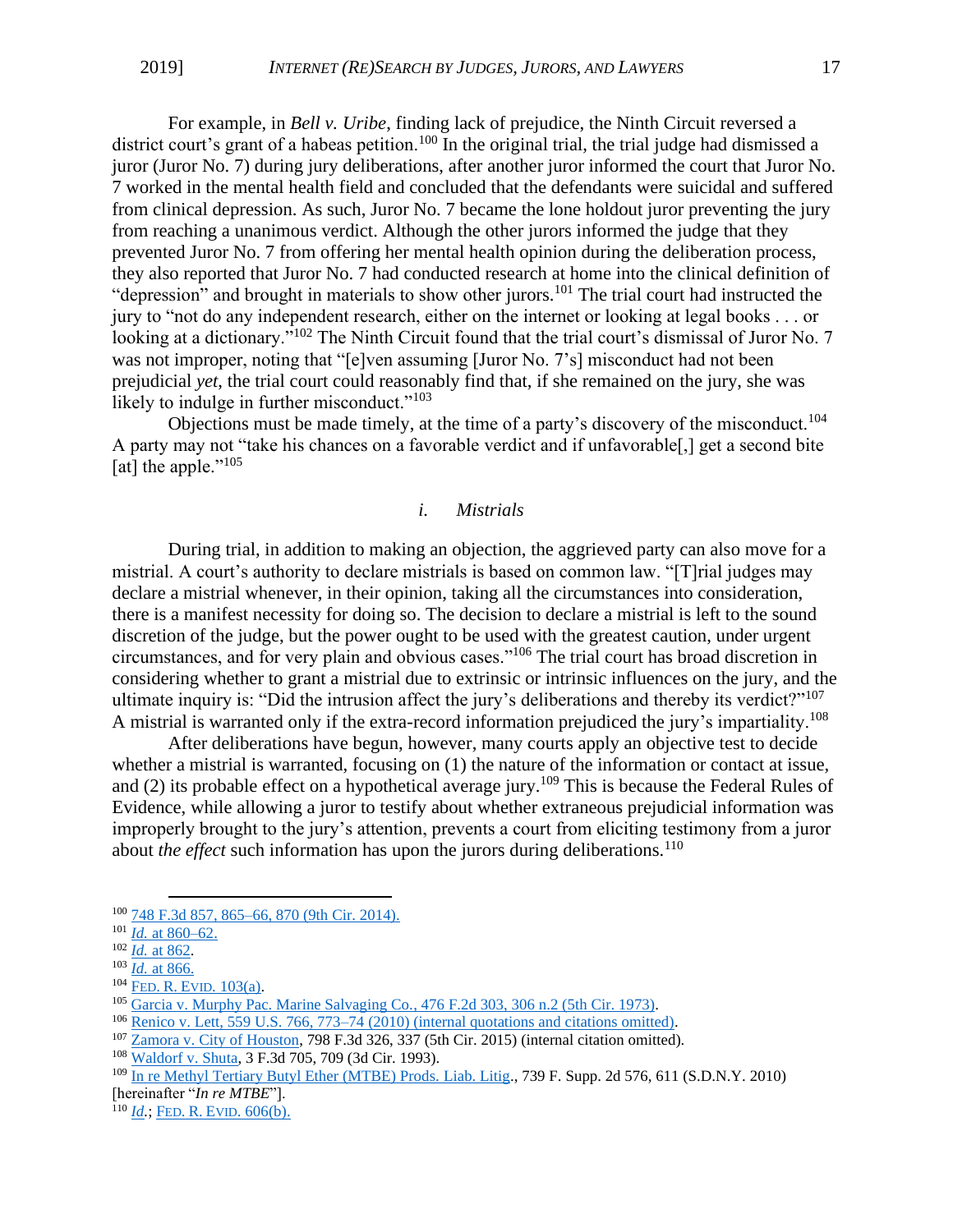For example, in *Bell v. Uribe*, finding lack of prejudice, the Ninth Circuit reversed a district court's grant of a habeas petition.[100] In the original trial, the trial judge had dismissed a juror (Juror No. 7) during jury deliberations, after another juror informed the court that Juror No. 7 worked in the mental health field and concluded that the defendants were suicidal and suffered from clinical depression. As such, Juror No. 7 became the lone holdout juror preventing the jury from reaching a unanimous verdict. Although the other jurors informed the judge that they prevented Juror No. 7 from offering her mental health opinion during the deliberation process, they also reported that Juror No. 7 had conducted research at home into the clinical definition of "depression" and brought in materials to show other jurors.[101] The trial court had instructed the jury to "not do any independent research, either on the internet or looking at legal books . . . or looking at a dictionary."[102] The Ninth Circuit found that the trial court's dismissal of Juror No. 7 was not improper, noting that "[e]ven assuming [Juror No. 7's] misconduct had not been prejudicial *yet*, the trial court could reasonably find that, if she remained on the jury, she was likely to indulge in further misconduct."[103]

Objections must be made timely, at the time of a party's discovery of the misconduct.[104] A party may not "take his chances on a favorable verdict and if unfavorable[,] get a second bite [at] the apple."[105]

### *i. Mistrials*

During trial, in addition to making an objection, the aggrieved party can also move for a mistrial. A court's authority to declare mistrials is based on common law. "[T]rial judges may declare a mistrial whenever, in their opinion, taking all the circumstances into consideration, there is a manifest necessity for doing so. The decision to declare a mistrial is left to the sound discretion of the judge, but the power ought to be used with the greatest caution, under urgent circumstances, and for very plain and obvious cases."[106] The trial court has broad discretion in considering whether to grant a mistrial due to extrinsic or intrinsic influences on the jury, and the ultimate inquiry is: "Did the intrusion affect the jury's deliberations and thereby its verdict?"[107] A mistrial is warranted only if the extra-record information prejudiced the jury's impartiality.[108]

After deliberations have begun, however, many courts apply an objective test to decide whether a mistrial is warranted, focusing on (1) the nature of the information or contact at issue, and (2) its probable effect on a hypothetical average jury.[109] This is because the Federal Rules of Evidence, while allowing a juror to testify about whether extraneous prejudicial information was improperly brought to the jury's attention, prevents a court from eliciting testimony from a juror about *the effect* such information has upon the jurors during deliberations.[110]

---

[100] 748 F.3d 857, 865–66, 870 (9th Cir. 2014).

[101] *Id.* at 860–62.

[102] *Id.* at 862.

[103] *Id.* at 866.

[104] FED. R. EVID. 103(a).

[105] Garcia v. Murphy Pac. Marine Salvaging Co., 476 F.2d 303, 306 n.2 (5th Cir. 1973).

[106] Renico v. Lett, 559 U.S. 766, 773–74 (2010) (internal quotations and citations omitted).

[107] Zamora v. City of Houston, 798 F.3d 326, 337 (5th Cir. 2015) (internal citation omitted).

[108] Waldorf v. Shuta, 3 F.3d 705, 709 (3d Cir. 1993).

[109] In re Methyl Tertiary Butyl Ether (MTBE) Prods. Liab. Litig., 739 F. Supp. 2d 576, 611 (S.D.N.Y. 2010) [hereinafter "*In re MTBE*"].

[110] *Id.*; FED. R. EVID. 606(b).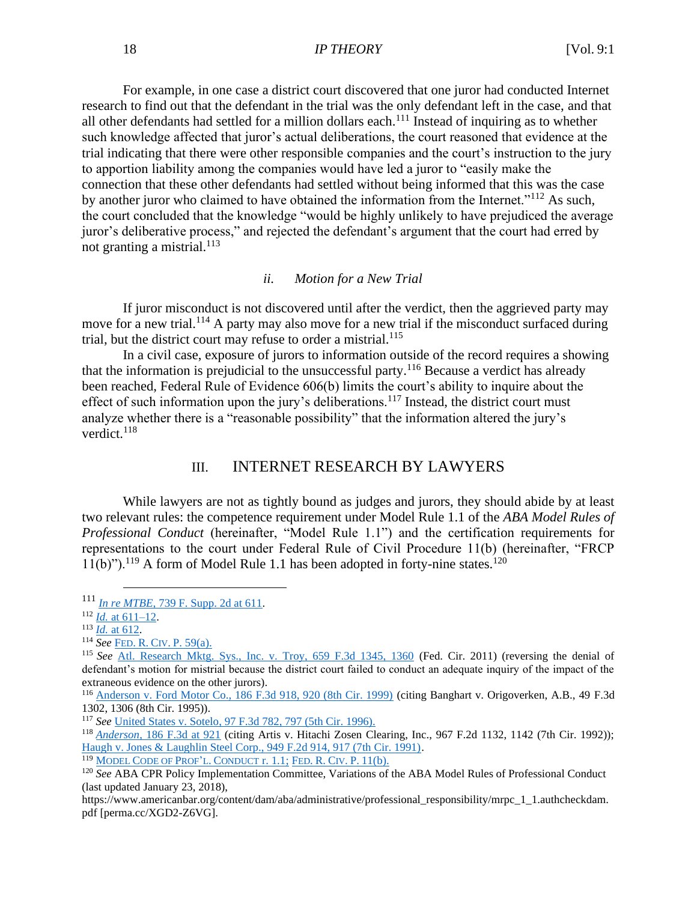For example, in one case a district court discovered that one juror had conducted Internet research to find out that the defendant in the trial was the only defendant left in the case, and that all other defendants had settled for a million dollars each.[111] Instead of inquiring as to whether such knowledge affected that juror's actual deliberations, the court reasoned that evidence at the trial indicating that there were other responsible companies and the court's instruction to the jury to apportion liability among the companies would have led a juror to "easily make the connection that these other defendants had settled without being informed that this was the case by another juror who claimed to have obtained the information from the Internet."[112] As such, the court concluded that the knowledge "would be highly unlikely to have prejudiced the average juror's deliberative process," and rejected the defendant's argument that the court had erred by not granting a mistrial.[113]

#### *ii. Motion for a New Trial*

If juror misconduct is not discovered until after the verdict, then the aggrieved party may move for a new trial.[114] A party may also move for a new trial if the misconduct surfaced during trial, but the district court may refuse to order a mistrial.[115]

In a civil case, exposure of jurors to information outside of the record requires a showing that the information is prejudicial to the unsuccessful party.[116] Because a verdict has already been reached, Federal Rule of Evidence 606(b) limits the court's ability to inquire about the effect of such information upon the jury's deliberations.[117] Instead, the district court must analyze whether there is a "reasonable possibility" that the information altered the jury's verdict.[118]

## III. INTERNET RESEARCH BY LAWYERS

While lawyers are not as tightly bound as judges and jurors, they should abide by at least two relevant rules: the competence requirement under Model Rule 1.1 of the *ABA Model Rules of Professional Conduct* (hereinafter, "Model Rule 1.1") and the certification requirements for representations to the court under Federal Rule of Civil Procedure 11(b) (hereinafter, "FRCP 11(b)").[119] A form of Model Rule 1.1 has been adopted in forty-nine states.[120]

---

[111] *In re MTBE*, 739 F. Supp. 2d at 611.

[112] *Id.* at 611–12.

[113] *Id.* at 612.

[114] *See* FED. R. CIV. P. 59(a).

[115] *See* Atl. Research Mktg. Sys., Inc. v. Troy, 659 F.3d 1345, 1360 (Fed. Cir. 2011) (reversing the denial of defendant's motion for mistrial because the district court failed to conduct an adequate inquiry of the impact of the extraneous evidence on the other jurors).

[116] Anderson v. Ford Motor Co., 186 F.3d 918, 920 (8th Cir. 1999) (citing Banghart v. Origoverken, A.B., 49 F.3d 1302, 1306 (8th Cir. 1995)).

[117] *See* United States v. Sotelo, 97 F.3d 782, 797 (5th Cir. 1996).

[118] *Anderson*, 186 F.3d at 921 (citing Artis v. Hitachi Zosen Clearing, Inc., 967 F.2d 1132, 1142 (7th Cir. 1992)); Haugh v. Jones & Laughlin Steel Corp., 949 F.2d 914, 917 (7th Cir. 1991).

[119] MODEL CODE OF PROF'L. CONDUCT r. 1.1; FED. R. CIV. P. 11(b).

[120] *See* ABA CPR Policy Implementation Committee, Variations of the ABA Model Rules of Professional Conduct (last updated January 23, 2018), https://www.americanbar.org/content/dam/aba/administrative/professional_responsibility/mrpc_1_1.authcheckdam.pdf [perma.cc/XGD2-Z6VG].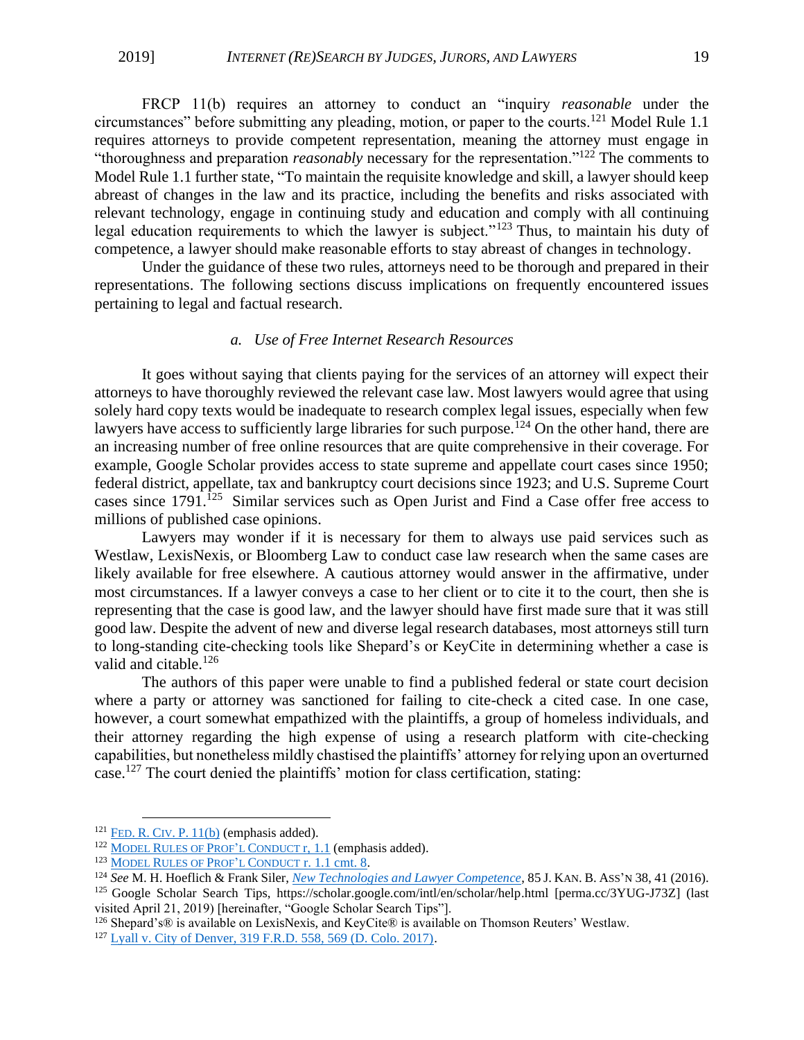FRCP 11(b) requires an attorney to conduct an "inquiry *reasonable* under the circumstances" before submitting any pleading, motion, or paper to the courts.[121] Model Rule 1.1 requires attorneys to provide competent representation, meaning the attorney must engage in "thoroughness and preparation *reasonably* necessary for the representation."[122] The comments to Model Rule 1.1 further state, "To maintain the requisite knowledge and skill, a lawyer should keep abreast of changes in the law and its practice, including the benefits and risks associated with relevant technology, engage in continuing study and education and comply with all continuing legal education requirements to which the lawyer is subject."[123] Thus, to maintain his duty of competence, a lawyer should make reasonable efforts to stay abreast of changes in technology.

Under the guidance of these two rules, attorneys need to be thorough and prepared in their representations. The following sections discuss implications on frequently encountered issues pertaining to legal and factual research.

*a. Use of Free Internet Research Resources*

It goes without saying that clients paying for the services of an attorney will expect their attorneys to have thoroughly reviewed the relevant case law. Most lawyers would agree that using solely hard copy texts would be inadequate to research complex legal issues, especially when few lawyers have access to sufficiently large libraries for such purpose.[124] On the other hand, there are an increasing number of free online resources that are quite comprehensive in their coverage. For example, Google Scholar provides access to state supreme and appellate court cases since 1950; federal district, appellate, tax and bankruptcy court decisions since 1923; and U.S. Supreme Court cases since 1791.[125] Similar services such as Open Jurist and Find a Case offer free access to millions of published case opinions.

Lawyers may wonder if it is necessary for them to always use paid services such as Westlaw, LexisNexis, or Bloomberg Law to conduct case law research when the same cases are likely available for free elsewhere. A cautious attorney would answer in the affirmative, under most circumstances. If a lawyer conveys a case to her client or to cite it to the court, then she is representing that the case is good law, and the lawyer should have first made sure that it was still good law. Despite the advent of new and diverse legal research databases, most attorneys still turn to long-standing cite-checking tools like Shepard's or KeyCite in determining whether a case is valid and citable.[126]

The authors of this paper were unable to find a published federal or state court decision where a party or attorney was sanctioned for failing to cite-check a cited case. In one case, however, a court somewhat empathized with the plaintiffs, a group of homeless individuals, and their attorney regarding the high expense of using a research platform with cite-checking capabilities, but nonetheless mildly chastised the plaintiffs' attorney for relying upon an overturned case.[127] The court denied the plaintiffs' motion for class certification, stating:

---

[121] FED. R. CIV. P. 11(b) (emphasis added).

[122] MODEL RULES OF PROF'L CONDUCT r, 1.1 (emphasis added).

[123] MODEL RULES OF PROF'L CONDUCT r. 1.1 cmt. 8.

[124] *See* M. H. Hoeflich & Frank Siler, *New Technologies and Lawyer Competence*, 85 J. KAN. B. ASS'N 38, 41 (2016).

[125] Google Scholar Search Tips, https://scholar.google.com/intl/en/scholar/help.html [perma.cc/3YUG-J73Z] (last visited April 21, 2019) [hereinafter, "Google Scholar Search Tips"].

[126] Shepard's® is available on LexisNexis, and KeyCite® is available on Thomson Reuters' Westlaw.

[127] Lyall v. City of Denver, 319 F.R.D. 558, 569 (D. Colo. 2017).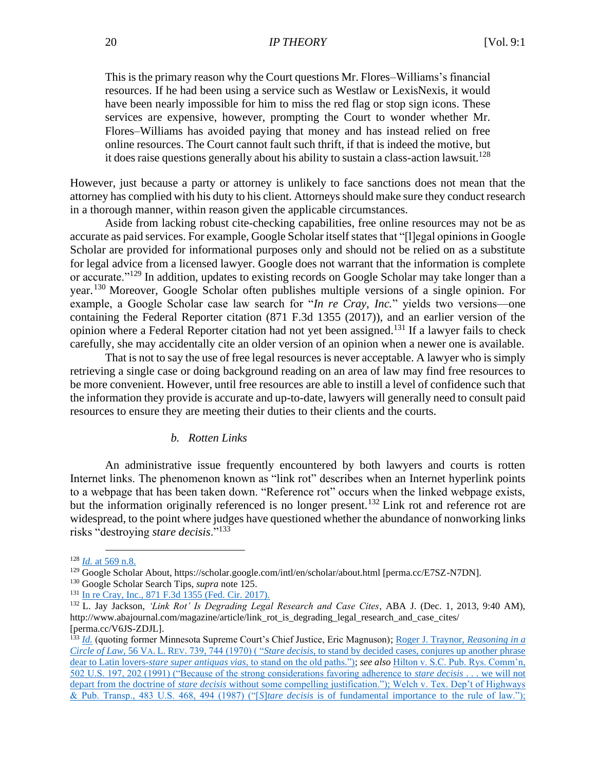> This is the primary reason why the Court questions Mr. Flores–Williams's financial resources. If he had been using a service such as Westlaw or LexisNexis, it would have been nearly impossible for him to miss the red flag or stop sign icons. These services are expensive, however, prompting the Court to wonder whether Mr. Flores–Williams has avoided paying that money and has instead relied on free online resources. The Court cannot fault such thrift, if that is indeed the motive, but it does raise questions generally about his ability to sustain a class-action lawsuit.[128]

However, just because a party or attorney is unlikely to face sanctions does not mean that the attorney has complied with his duty to his client. Attorneys should make sure they conduct research in a thorough manner, within reason given the applicable circumstances.

Aside from lacking robust cite-checking capabilities, free online resources may not be as accurate as paid services. For example, Google Scholar itself states that "[l]egal opinions in Google Scholar are provided for informational purposes only and should not be relied on as a substitute for legal advice from a licensed lawyer. Google does not warrant that the information is complete or accurate."[129] In addition, updates to existing records on Google Scholar may take longer than a year.[130] Moreover, Google Scholar often publishes multiple versions of a single opinion. For example, a Google Scholar case law search for "*In re Cray, Inc.*" yields two versions—one containing the Federal Reporter citation (871 F.3d 1355 (2017)), and an earlier version of the opinion where a Federal Reporter citation had not yet been assigned.[131] If a lawyer fails to check carefully, she may accidentally cite an older version of an opinion when a newer one is available.

That is not to say the use of free legal resources is never acceptable. A lawyer who is simply retrieving a single case or doing background reading on an area of law may find free resources to be more convenient. However, until free resources are able to instill a level of confidence such that the information they provide is accurate and up-to-date, lawyers will generally need to consult paid resources to ensure they are meeting their duties to their clients and the courts.

#### b. *Rotten Links*

An administrative issue frequently encountered by both lawyers and courts is rotten Internet links. The phenomenon known as "link rot" describes when an Internet hyperlink points to a webpage that has been taken down. "Reference rot" occurs when the linked webpage exists, but the information originally referenced is no longer present.[132] Link rot and reference rot are widespread, to the point where judges have questioned whether the abundance of nonworking links risks "destroying *stare decisis*."[133]

---

[128] *Id.* at 569 n.8.

[129] Google Scholar About, https://scholar.google.com/intl/en/scholar/about.html [perma.cc/E7SZ-N7DN].

[130] Google Scholar Search Tips, *supra* note 125.

[131] In re Cray, Inc., 871 F.3d 1355 (Fed. Cir. 2017).

[132] L. Jay Jackson, *'Link Rot' Is Degrading Legal Research and Case Cites*, ABA J. (Dec. 1, 2013, 9:40 AM), http://www.abajournal.com/magazine/article/link_rot_is_degrading_legal_research_and_case_cites/ [perma.cc/V6JS-ZDJL].

[133] *Id.* (quoting former Minnesota Supreme Court's Chief Justice, Eric Magnuson); Roger J. Traynor, *Reasoning in a Circle of Law*, 56 VA. L. REV. 739, 744 (1970) ( "*Stare decisis*, to stand by decided cases, conjures up another phrase dear to Latin lovers-*stare super antiquas vias*, to stand on the old paths."); *see also* Hilton v. S.C. Pub. Rys. Comm'n, 502 U.S. 197, 202 (1991) ("Because of the strong considerations favoring adherence to *stare decisis* . . . we will not depart from the doctrine of *stare decisis* without some compelling justification."); Welch v. Tex. Dep't of Highways & Pub. Transp., 483 U.S. 468, 494 (1987) ("[*S*]*tare decisis* is of fundamental importance to the rule of law.");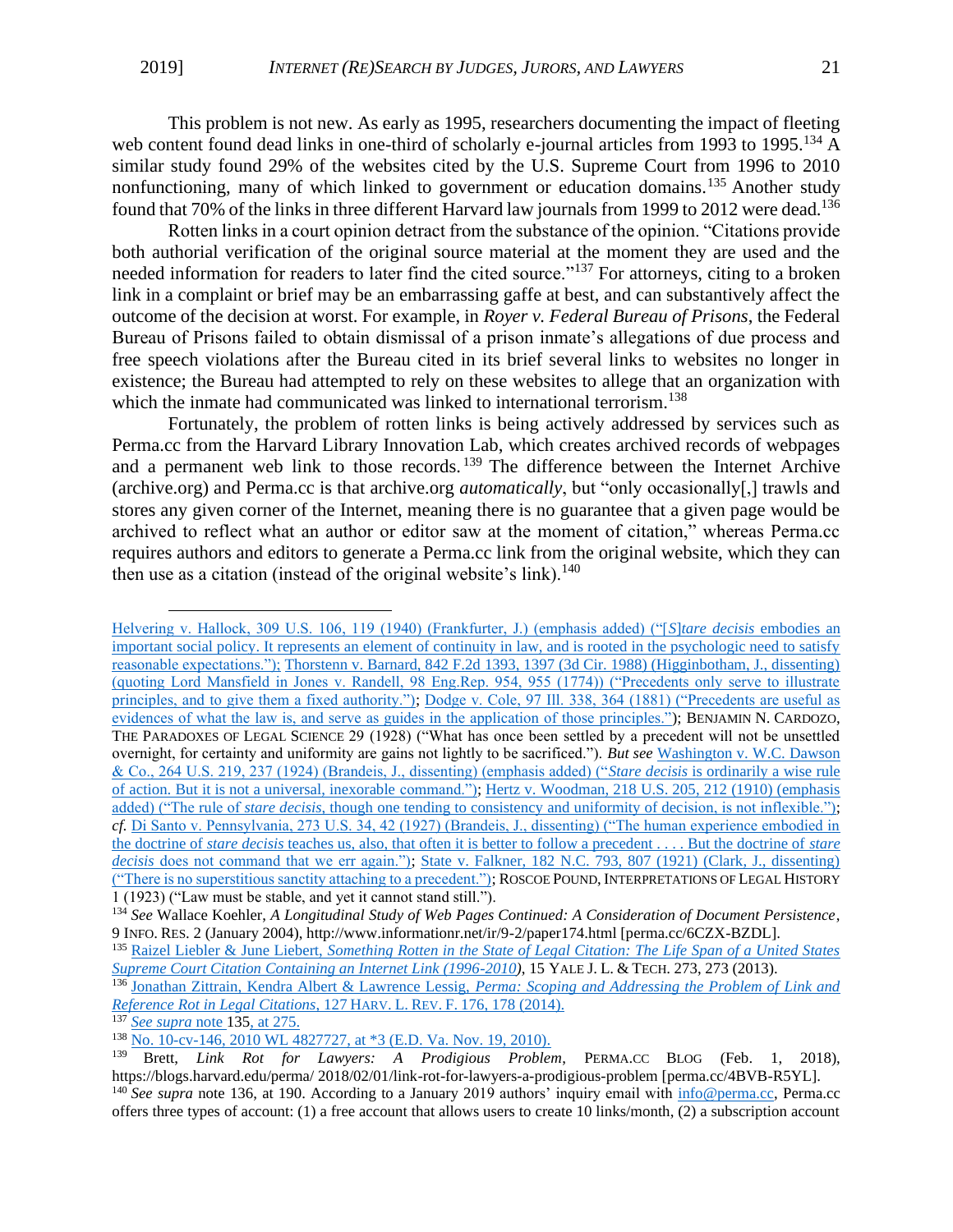This problem is not new. As early as 1995, researchers documenting the impact of fleeting web content found dead links in one-third of scholarly e-journal articles from 1993 to 1995.[134] A similar study found 29% of the websites cited by the U.S. Supreme Court from 1996 to 2010 nonfunctioning, many of which linked to government or education domains.[135] Another study found that 70% of the links in three different Harvard law journals from 1999 to 2012 were dead.[136]

Rotten links in a court opinion detract from the substance of the opinion. "Citations provide both authorial verification of the original source material at the moment they are used and the needed information for readers to later find the cited source."[137] For attorneys, citing to a broken link in a complaint or brief may be an embarrassing gaffe at best, and can substantively affect the outcome of the decision at worst. For example, in *Royer v. Federal Bureau of Prisons*, the Federal Bureau of Prisons failed to obtain dismissal of a prison inmate's allegations of due process and free speech violations after the Bureau cited in its brief several links to websites no longer in existence; the Bureau had attempted to rely on these websites to allege that an organization with which the inmate had communicated was linked to international terrorism.[138]

Fortunately, the problem of rotten links is being actively addressed by services such as Perma.cc from the Harvard Library Innovation Lab, which creates archived records of webpages and a permanent web link to those records.[139] The difference between the Internet Archive (archive.org) and Perma.cc is that archive.org *automatically*, but "only occasionally[,] trawls and stores any given corner of the Internet, meaning there is no guarantee that a given page would be archived to reflect what an author or editor saw at the moment of citation," whereas Perma.cc requires authors and editors to generate a Perma.cc link from the original website, which they can then use as a citation (instead of the original website's link).[140]

---

Helvering v. Hallock, 309 U.S. 106, 119 (1940) (Frankfurter, J.) (emphasis added) ("[*S*]*tare decisis* embodies an important social policy. It represents an element of continuity in law, and is rooted in the psychologic need to satisfy reasonable expectations."); Thorstenn v. Barnard, 842 F.2d 1393, 1397 (3d Cir. 1988) (Higginbotham, J., dissenting) (quoting Lord Mansfield in Jones v. Randell, 98 Eng.Rep. 954, 955 (1774)) ("Precedents only serve to illustrate principles, and to give them a fixed authority."); Dodge v. Cole, 97 Ill. 338, 364 (1881) ("Precedents are useful as evidences of what the law is, and serve as guides in the application of those principles."); BENJAMIN N. CARDOZO, THE PARADOXES OF LEGAL SCIENCE 29 (1928) ("What has once been settled by a precedent will not be unsettled overnight, for certainty and uniformity are gains not lightly to be sacrificed."). *But see* Washington v. W.C. Dawson & Co., 264 U.S. 219, 237 (1924) (Brandeis, J., dissenting) (emphasis added) ("*Stare decisis* is ordinarily a wise rule of action. But it is not a universal, inexorable command."); Hertz v. Woodman, 218 U.S. 205, 212 (1910) (emphasis added) ("The rule of *stare decisis*, though one tending to consistency and uniformity of decision, is not inflexible."); *cf.* Di Santo v. Pennsylvania, 273 U.S. 34, 42 (1927) (Brandeis, J., dissenting) ("The human experience embodied in the doctrine of *stare decisis* teaches us, also, that often it is better to follow a precedent . . . . But the doctrine of *stare decisis* does not command that we err again."); State v. Falkner, 182 N.C. 793, 807 (1921) (Clark, J., dissenting) ("There is no superstitious sanctity attaching to a precedent."); ROSCOE POUND, INTERPRETATIONS OF LEGAL HISTORY 1 (1923) ("Law must be stable, and yet it cannot stand still.").

[134] *See* Wallace Koehler, *A Longitudinal Study of Web Pages Continued: A Consideration of Document Persistence*, 9 INFO. RES. 2 (January 2004), http://www.informationr.net/ir/9-2/paper174.html [perma.cc/6CZX-BZDL].

[135] Raizel Liebler & June Liebert, *Something Rotten in the State of Legal Citation: The Life Span of a United States Supreme Court Citation Containing an Internet Link (1996-2010)*, 15 YALE J. L. & TECH. 273, 273 (2013).

[136] Jonathan Zittrain, Kendra Albert & Lawrence Lessig, *Perma: Scoping and Addressing the Problem of Link and Reference Rot in Legal Citations*, 127 HARV. L. REV. F. 176, 178 (2014).

[137] *See supra* note 135, at 275.

[138] No. 10-cv-146, 2010 WL 4827727, at *3 (E.D. Va. Nov. 19, 2010).

[139] Brett, *Link Rot for Lawyers: A Prodigious Problem*, PERMA.CC BLOG (Feb. 1, 2018), https://blogs.harvard.edu/perma/ 2018/02/01/link-rot-for-lawyers-a-prodigious-problem [perma.cc/4BVB-R5YL].

[140] *See supra* note 136, at 190. According to a January 2019 authors' inquiry email with info@perma.cc, Perma.cc offers three types of account: (1) a free account that allows users to create 10 links/month, (2) a subscription account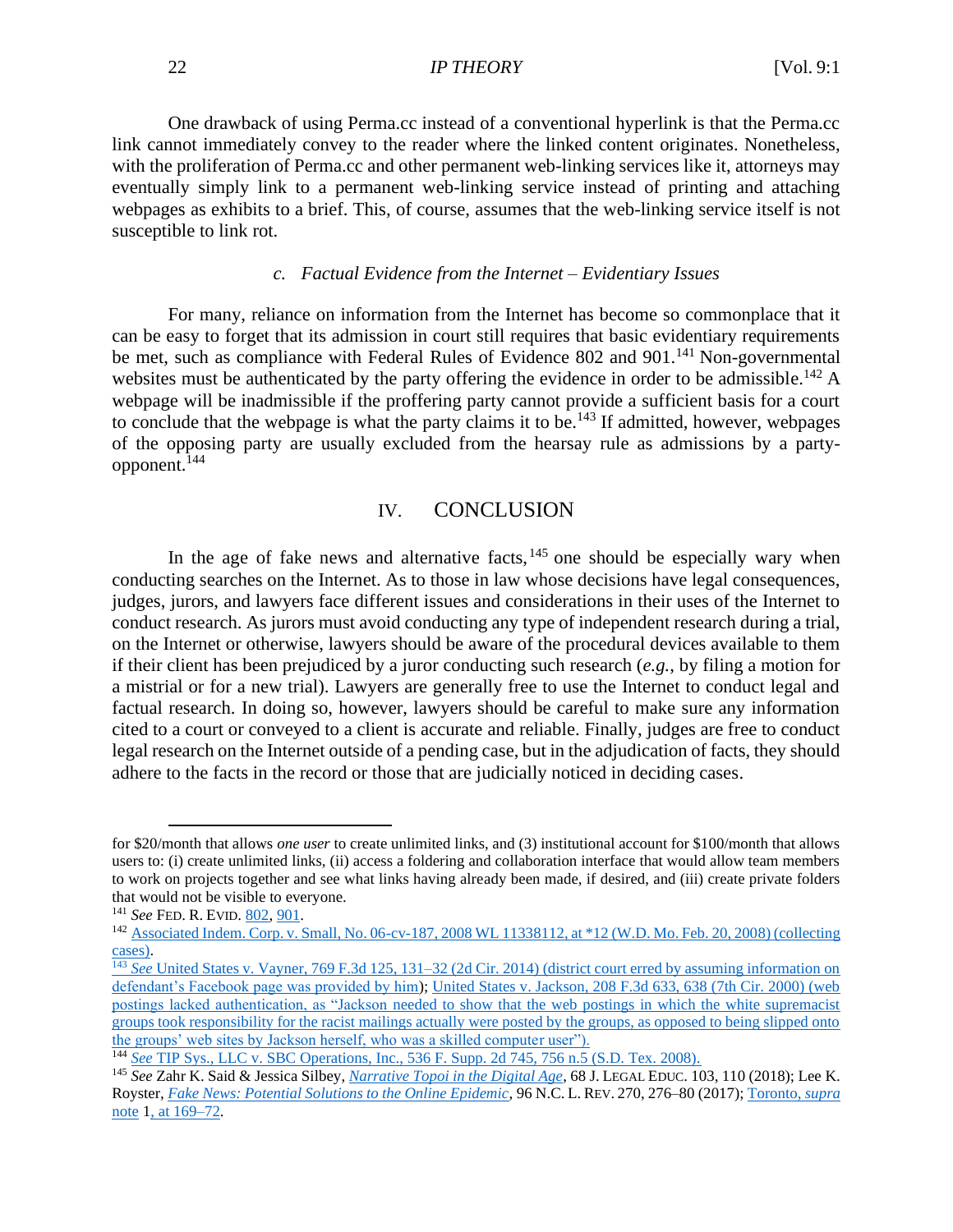One drawback of using Perma.cc instead of a conventional hyperlink is that the Perma.cc link cannot immediately convey to the reader where the linked content originates. Nonetheless, with the proliferation of Perma.cc and other permanent web-linking services like it, attorneys may eventually simply link to a permanent web-linking service instead of printing and attaching webpages as exhibits to a brief. This, of course, assumes that the web-linking service itself is not susceptible to link rot.

### *c. Factual Evidence from the Internet – Evidentiary Issues*

For many, reliance on information from the Internet has become so commonplace that it can be easy to forget that its admission in court still requires that basic evidentiary requirements be met, such as compliance with Federal Rules of Evidence 802 and 901.[141] Non-governmental websites must be authenticated by the party offering the evidence in order to be admissible.[142] A webpage will be inadmissible if the proffering party cannot provide a sufficient basis for a court to conclude that the webpage is what the party claims it to be.[143] If admitted, however, webpages of the opposing party are usually excluded from the hearsay rule as admissions by a party-opponent.[144]

## IV. CONCLUSION

In the age of fake news and alternative facts,[145] one should be especially wary when conducting searches on the Internet. As to those in law whose decisions have legal consequences, judges, jurors, and lawyers face different issues and considerations in their uses of the Internet to conduct research. As jurors must avoid conducting any type of independent research during a trial, on the Internet or otherwise, lawyers should be aware of the procedural devices available to them if their client has been prejudiced by a juror conducting such research (*e.g.*, by filing a motion for a mistrial or for a new trial). Lawyers are generally free to use the Internet to conduct legal and factual research. In doing so, however, lawyers should be careful to make sure any information cited to a court or conveyed to a client is accurate and reliable. Finally, judges are free to conduct legal research on the Internet outside of a pending case, but in the adjudication of facts, they should adhere to the facts in the record or those that are judicially noticed in deciding cases.

---

for $20/month that allows *one user* to create unlimited links, and (3) institutional account for $100/month that allows users to: (i) create unlimited links, (ii) access a foldering and collaboration interface that would allow team members to work on projects together and see what links having already been made, if desired, and (iii) create private folders that would not be visible to everyone.

[141] *See* FED. R. EVID. 802, 901.

[142] Associated Indem. Corp. v. Small, No. 06-cv-187, 2008 WL 11338112, at *12 (W.D. Mo. Feb. 20, 2008) (collecting cases).

[143] *See* United States v. Vayner, 769 F.3d 125, 131–32 (2d Cir. 2014) (district court erred by assuming information on defendant's Facebook page was provided by him); United States v. Jackson, 208 F.3d 633, 638 (7th Cir. 2000) (web postings lacked authentication, as "Jackson needed to show that the web postings in which the white supremacist groups took responsibility for the racist mailings actually were posted by the groups, as opposed to being slipped onto the groups' web sites by Jackson herself, who was a skilled computer user").

[144] *See* TIP Sys., LLC v. SBC Operations, Inc., 536 F. Supp. 2d 745, 756 n.5 (S.D. Tex. 2008).

[145] *See* Zahr K. Said & Jessica Silbey, *Narrative Topoi in the Digital Age*, 68 J. LEGAL EDUC. 103, 110 (2018); Lee K. Royster, *Fake News: Potential Solutions to the Online Epidemic*, 96 N.C. L. REV. 270, 276–80 (2017); Toronto, *supra* note 1, at 169–72.